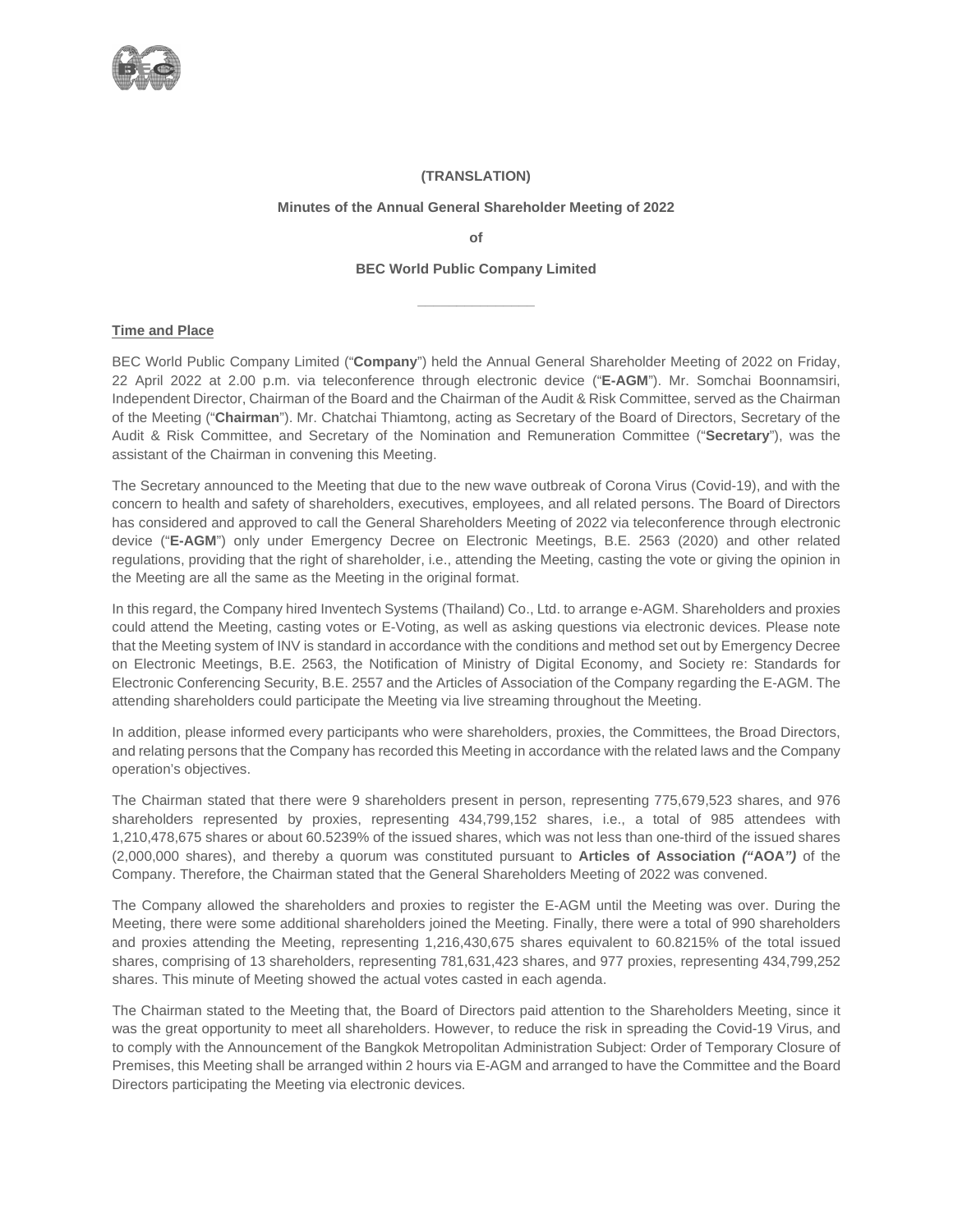**(TRANSLATION)**

**Minutes of the Annual General Shareholder Meeting of 2022**

**of**

**BEC World Public Company Limited**

---

**Time and Place**

BEC World Public Company Limited ("**Company**") held the Annual General Shareholder Meeting of 2022 on Friday, 22 April 2022 at 2.00 p.m. via teleconference through electronic device ("**E-AGM**"). Mr. Somchai Boonnamsiri, Independent Director, Chairman of the Board and the Chairman of the Audit & Risk Committee, served as the Chairman of the Meeting ("**Chairman**"). Mr. Chatchai Thiamtong, acting as Secretary of the Board of Directors, Secretary of the Audit & Risk Committee, and Secretary of the Nomination and Remuneration Committee ("**Secretary**"), was the assistant of the Chairman in convening this Meeting.

The Secretary announced to the Meeting that due to the new wave outbreak of Corona Virus (Covid-19), and with the concern to health and safety of shareholders, executives, employees, and all related persons. The Board of Directors has considered and approved to call the General Shareholders Meeting of 2022 via teleconference through electronic device ("**E-AGM**") only under Emergency Decree on Electronic Meetings, B.E. 2563 (2020) and other related regulations, providing that the right of shareholder, i.e., attending the Meeting, casting the vote or giving the opinion in the Meeting are all the same as the Meeting in the original format.

In this regard, the Company hired Inventech Systems (Thailand) Co., Ltd. to arrange e-AGM. Shareholders and proxies could attend the Meeting, casting votes or E-Voting, as well as asking questions via electronic devices. Please note that the Meeting system of INV is standard in accordance with the conditions and method set out by Emergency Decree on Electronic Meetings, B.E. 2563, the Notification of Ministry of Digital Economy, and Society re: Standards for Electronic Conferencing Security, B.E. 2557 and the Articles of Association of the Company regarding the E-AGM. The attending shareholders could participate the Meeting via live streaming throughout the Meeting.

In addition, please informed every participants who were shareholders, proxies, the Committees, the Broad Directors, and relating persons that the Company has recorded this Meeting in accordance with the related laws and the Company operation's objectives.

The Chairman stated that there were 9 shareholders present in person, representing 775,679,523 shares, and 976 shareholders represented by proxies, representing 434,799,152 shares, i.e., a total of 985 attendees with 1,210,478,675 shares or about 60.5239% of the issued shares, which was not less than one-third of the issued shares (2,000,000 shares), and thereby a quorum was constituted pursuant to **Articles of Association *("*AOA*")*** of the Company. Therefore, the Chairman stated that the General Shareholders Meeting of 2022 was convened.

The Company allowed the shareholders and proxies to register the E-AGM until the Meeting was over. During the Meeting, there were some additional shareholders joined the Meeting. Finally, there were a total of 990 shareholders and proxies attending the Meeting, representing 1,216,430,675 shares equivalent to 60.8215% of the total issued shares, comprising of 13 shareholders, representing 781,631,423 shares, and 977 proxies, representing 434,799,252 shares. This minute of Meeting showed the actual votes casted in each agenda.

The Chairman stated to the Meeting that, the Board of Directors paid attention to the Shareholders Meeting, since it was the great opportunity to meet all shareholders. However, to reduce the risk in spreading the Covid-19 Virus, and to comply with the Announcement of the Bangkok Metropolitan Administration Subject: Order of Temporary Closure of Premises, this Meeting shall be arranged within 2 hours via E-AGM and arranged to have the Committee and the Board Directors participating the Meeting via electronic devices.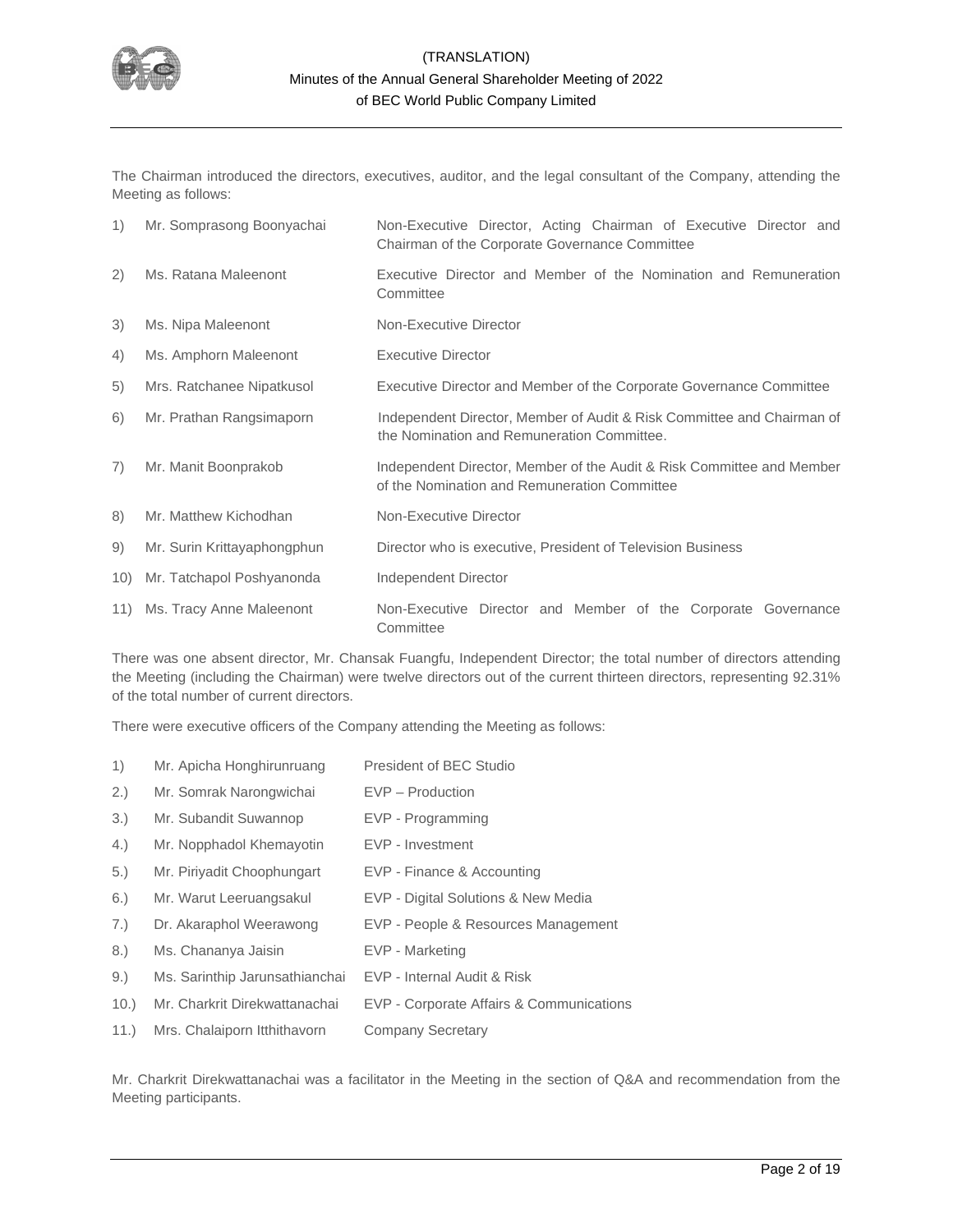The Chairman introduced the directors, executives, auditor, and the legal consultant of the Company, attending the Meeting as follows:

| No. | Name | Position |
|---|---|---|
| 1) | Mr. Somprasong Boonyachai | Non-Executive Director, Acting Chairman of Executive Director and Chairman of the Corporate Governance Committee |
| 2) | Ms. Ratana Maleenont | Executive Director and Member of the Nomination and Remuneration Committee |
| 3) | Ms. Nipa Maleenont | Non-Executive Director |
| 4) | Ms. Amphorn Maleenont | Executive Director |
| 5) | Mrs. Ratchanee Nipatkusol | Executive Director and Member of the Corporate Governance Committee |
| 6) | Mr. Prathan Rangsimaporn | Independent Director, Member of Audit & Risk Committee and Chairman of the Nomination and Remuneration Committee. |
| 7) | Mr. Manit Boonprakob | Independent Director, Member of the Audit & Risk Committee and Member of the Nomination and Remuneration Committee |
| 8) | Mr. Matthew Kichodhan | Non-Executive Director |
| 9) | Mr. Surin Krittayaphongphun | Director who is executive, President of Television Business |
| 10) | Mr. Tatchapol Poshyanonda | Independent Director |
| 11) | Ms. Tracy Anne Maleenont | Non-Executive Director and Member of the Corporate Governance Committee |

There was one absent director, Mr. Chansak Fuangfu, Independent Director; the total number of directors attending the Meeting (including the Chairman) were twelve directors out of the current thirteen directors, representing 92.31% of the total number of current directors.

There were executive officers of the Company attending the Meeting as follows:

| No. | Name | Position |
|---|---|---|
| 1) | Mr. Apicha Honghirunruang | President of BEC Studio |
| 2.) | Mr. Somrak Narongwichai | EVP – Production |
| 3.) | Mr. Subandit Suwannop | EVP - Programming |
| 4.) | Mr. Nopphadol Khemayotin | EVP - Investment |
| 5.) | Mr. Piriyadit Choophungart | EVP - Finance & Accounting |
| 6.) | Mr. Warut Leeruangsakul | EVP - Digital Solutions & New Media |
| 7.) | Dr. Akaraphol Weerawong | EVP - People & Resources Management |
| 8.) | Ms. Chananya Jaisin | EVP - Marketing |
| 9.) | Ms. Sarinthip Jarunsathianchai | EVP - Internal Audit & Risk |
| 10.) | Mr. Charkrit Direkwattanachai | EVP - Corporate Affairs & Communications |
| 11.) | Mrs. Chalaiporn Itthithavorn | Company Secretary |

Mr. Charkrit Direkwattanachai was a facilitator in the Meeting in the section of Q&A and recommendation from the Meeting participants.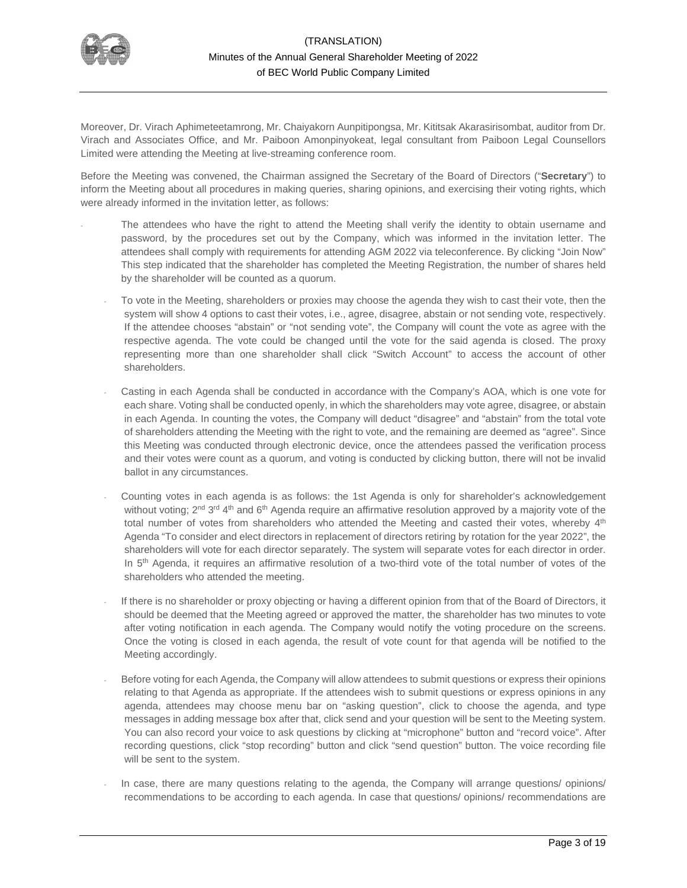Moreover, Dr. Virach Aphimeteetamrong, Mr. Chaiyakorn Aunpitipongsa, Mr. Kititsak Akarasirisombat, auditor from Dr. Virach and Associates Office, and Mr. Paiboon Amonpinyokeat, legal consultant from Paiboon Legal Counsellors Limited were attending the Meeting at live-streaming conference room.

Before the Meeting was convened, the Chairman assigned the Secretary of the Board of Directors ("**Secretary**") to inform the Meeting about all procedures in making queries, sharing opinions, and exercising their voting rights, which were already informed in the invitation letter, as follows:

- The attendees who have the right to attend the Meeting shall verify the identity to obtain username and password, by the procedures set out by the Company, which was informed in the invitation letter. The attendees shall comply with requirements for attending AGM 2022 via teleconference. By clicking "Join Now" This step indicated that the shareholder has completed the Meeting Registration, the number of shares held by the shareholder will be counted as a quorum.
- To vote in the Meeting, shareholders or proxies may choose the agenda they wish to cast their vote, then the system will show 4 options to cast their votes, i.e., agree, disagree, abstain or not sending vote, respectively. If the attendee chooses "abstain" or "not sending vote", the Company will count the vote as agree with the respective agenda. The vote could be changed until the vote for the said agenda is closed. The proxy representing more than one shareholder shall click "Switch Account" to access the account of other shareholders.
- Casting in each Agenda shall be conducted in accordance with the Company's AOA, which is one vote for each share. Voting shall be conducted openly, in which the shareholders may vote agree, disagree, or abstain in each Agenda. In counting the votes, the Company will deduct "disagree" and "abstain" from the total vote of shareholders attending the Meeting with the right to vote, and the remaining are deemed as "agree". Since this Meeting was conducted through electronic device, once the attendees passed the verification process and their votes were count as a quorum, and voting is conducted by clicking button, there will not be invalid ballot in any circumstances.
- Counting votes in each agenda is as follows: the 1st Agenda is only for shareholder's acknowledgement without voting; 2nd 3rd 4th and 6th Agenda require an affirmative resolution approved by a majority vote of the total number of votes from shareholders who attended the Meeting and casted their votes, whereby 4th Agenda "To consider and elect directors in replacement of directors retiring by rotation for the year 2022", the shareholders will vote for each director separately. The system will separate votes for each director in order. In 5th Agenda, it requires an affirmative resolution of a two-third vote of the total number of votes of the shareholders who attended the meeting.
- If there is no shareholder or proxy objecting or having a different opinion from that of the Board of Directors, it should be deemed that the Meeting agreed or approved the matter, the shareholder has two minutes to vote after voting notification in each agenda. The Company would notify the voting procedure on the screens. Once the voting is closed in each agenda, the result of vote count for that agenda will be notified to the Meeting accordingly.
- Before voting for each Agenda, the Company will allow attendees to submit questions or express their opinions relating to that Agenda as appropriate. If the attendees wish to submit questions or express opinions in any agenda, attendees may choose menu bar on "asking question", click to choose the agenda, and type messages in adding message box after that, click send and your question will be sent to the Meeting system. You can also record your voice to ask questions by clicking at "microphone" button and "record voice". After recording questions, click "stop recording" button and click "send question" button. The voice recording file will be sent to the system.
- In case, there are many questions relating to the agenda, the Company will arrange questions/ opinions/ recommendations to be according to each agenda. In case that questions/ opinions/ recommendations are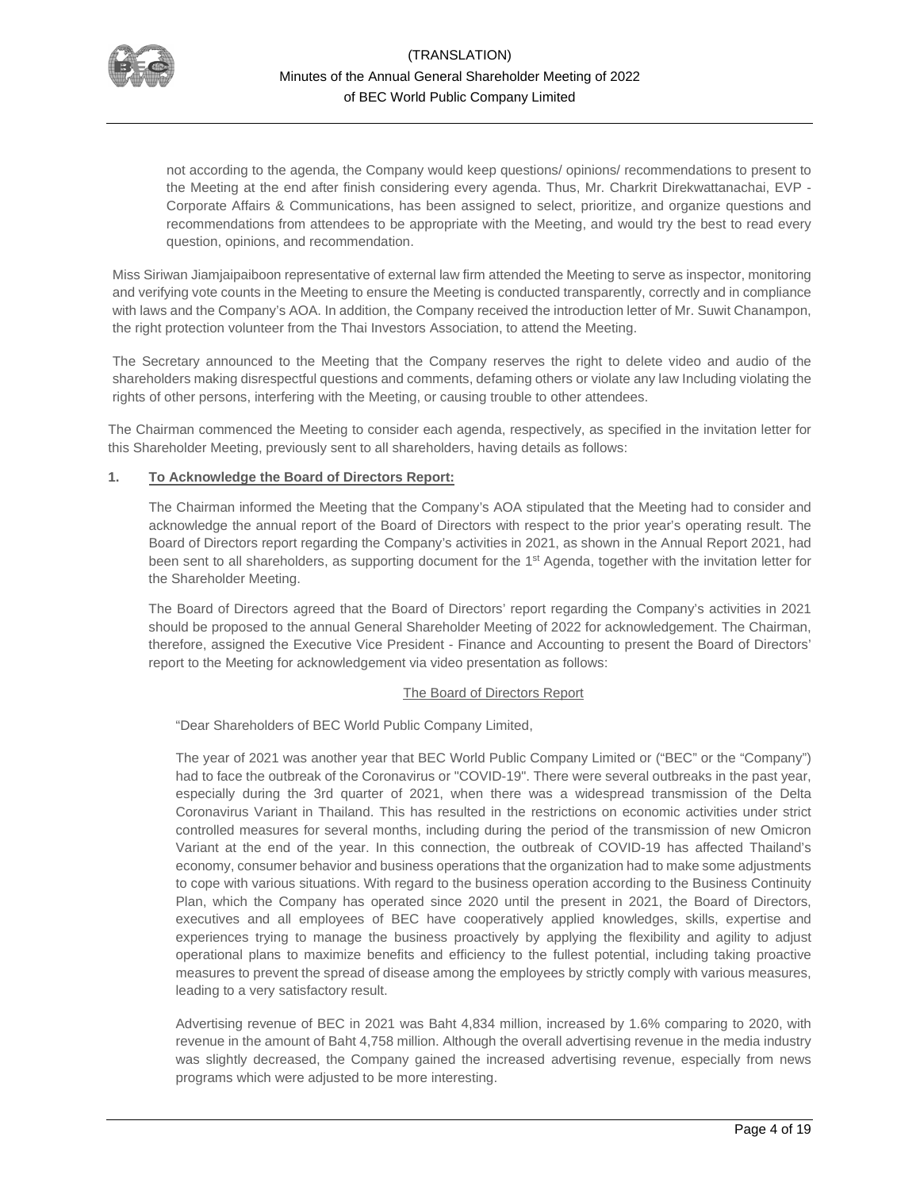not according to the agenda, the Company would keep questions/ opinions/ recommendations to present to the Meeting at the end after finish considering every agenda. Thus, Mr. Charkrit Direkwattanachai, EVP - Corporate Affairs & Communications, has been assigned to select, prioritize, and organize questions and recommendations from attendees to be appropriate with the Meeting, and would try the best to read every question, opinions, and recommendation.

Miss Siriwan Jiamjaipaiboon representative of external law firm attended the Meeting to serve as inspector, monitoring and verifying vote counts in the Meeting to ensure the Meeting is conducted transparently, correctly and in compliance with laws and the Company's AOA. In addition, the Company received the introduction letter of Mr. Suwit Chanampon, the right protection volunteer from the Thai Investors Association, to attend the Meeting.

The Secretary announced to the Meeting that the Company reserves the right to delete video and audio of the shareholders making disrespectful questions and comments, defaming others or violate any law Including violating the rights of other persons, interfering with the Meeting, or causing trouble to other attendees.

The Chairman commenced the Meeting to consider each agenda, respectively, as specified in the invitation letter for this Shareholder Meeting, previously sent to all shareholders, having details as follows:

**1. To Acknowledge the Board of Directors Report:**

The Chairman informed the Meeting that the Company's AOA stipulated that the Meeting had to consider and acknowledge the annual report of the Board of Directors with respect to the prior year's operating result. The Board of Directors report regarding the Company's activities in 2021, as shown in the Annual Report 2021, had been sent to all shareholders, as supporting document for the 1st Agenda, together with the invitation letter for the Shareholder Meeting.

The Board of Directors agreed that the Board of Directors' report regarding the Company's activities in 2021 should be proposed to the annual General Shareholder Meeting of 2022 for acknowledgement. The Chairman, therefore, assigned the Executive Vice President - Finance and Accounting to present the Board of Directors' report to the Meeting for acknowledgement via video presentation as follows:

The Board of Directors Report

"Dear Shareholders of BEC World Public Company Limited,

The year of 2021 was another year that BEC World Public Company Limited or ("BEC" or the "Company") had to face the outbreak of the Coronavirus or "COVID-19". There were several outbreaks in the past year, especially during the 3rd quarter of 2021, when there was a widespread transmission of the Delta Coronavirus Variant in Thailand. This has resulted in the restrictions on economic activities under strict controlled measures for several months, including during the period of the transmission of new Omicron Variant at the end of the year. In this connection, the outbreak of COVID-19 has affected Thailand's economy, consumer behavior and business operations that the organization had to make some adjustments to cope with various situations. With regard to the business operation according to the Business Continuity Plan, which the Company has operated since 2020 until the present in 2021, the Board of Directors, executives and all employees of BEC have cooperatively applied knowledges, skills, expertise and experiences trying to manage the business proactively by applying the flexibility and agility to adjust operational plans to maximize benefits and efficiency to the fullest potential, including taking proactive measures to prevent the spread of disease among the employees by strictly comply with various measures, leading to a very satisfactory result.

Advertising revenue of BEC in 2021 was Baht 4,834 million, increased by 1.6% comparing to 2020, with revenue in the amount of Baht 4,758 million. Although the overall advertising revenue in the media industry was slightly decreased, the Company gained the increased advertising revenue, especially from news programs which were adjusted to be more interesting.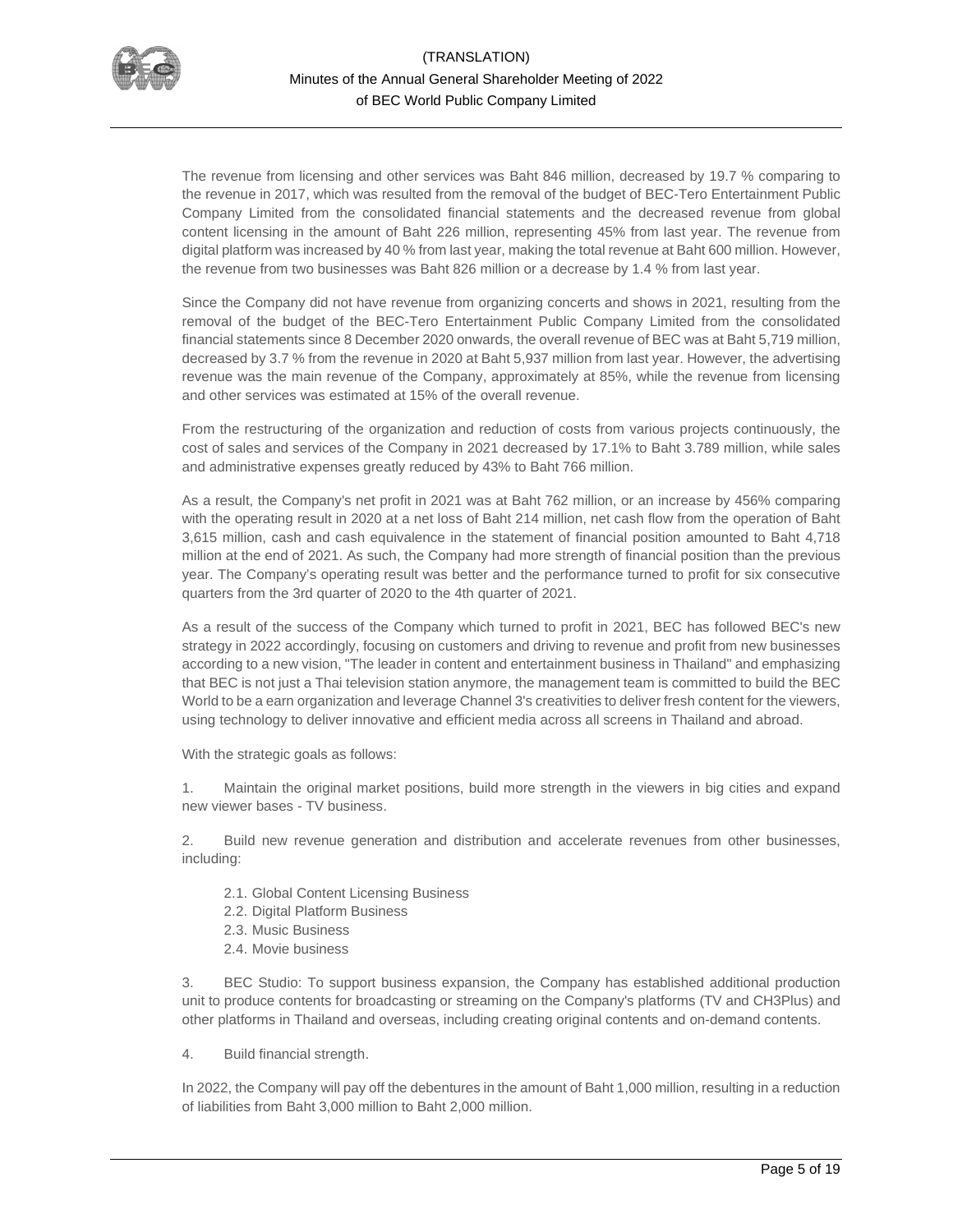The revenue from licensing and other services was Baht 846 million, decreased by 19.7 % comparing to the revenue in 2017, which was resulted from the removal of the budget of BEC-Tero Entertainment Public Company Limited from the consolidated financial statements and the decreased revenue from global content licensing in the amount of Baht 226 million, representing 45% from last year. The revenue from digital platform was increased by 40 % from last year, making the total revenue at Baht 600 million. However, the revenue from two businesses was Baht 826 million or a decrease by 1.4 % from last year.

Since the Company did not have revenue from organizing concerts and shows in 2021, resulting from the removal of the budget of the BEC-Tero Entertainment Public Company Limited from the consolidated financial statements since 8 December 2020 onwards, the overall revenue of BEC was at Baht 5,719 million, decreased by 3.7 % from the revenue in 2020 at Baht 5,937 million from last year. However, the advertising revenue was the main revenue of the Company, approximately at 85%, while the revenue from licensing and other services was estimated at 15% of the overall revenue.

From the restructuring of the organization and reduction of costs from various projects continuously, the cost of sales and services of the Company in 2021 decreased by 17.1% to Baht 3.789 million, while sales and administrative expenses greatly reduced by 43% to Baht 766 million.

As a result, the Company's net profit in 2021 was at Baht 762 million, or an increase by 456% comparing with the operating result in 2020 at a net loss of Baht 214 million, net cash flow from the operation of Baht 3,615 million, cash and cash equivalence in the statement of financial position amounted to Baht 4,718 million at the end of 2021. As such, the Company had more strength of financial position than the previous year. The Company's operating result was better and the performance turned to profit for six consecutive quarters from the 3rd quarter of 2020 to the 4th quarter of 2021.

As a result of the success of the Company which turned to profit in 2021, BEC has followed BEC's new strategy in 2022 accordingly, focusing on customers and driving to revenue and profit from new businesses according to a new vision, "The leader in content and entertainment business in Thailand" and emphasizing that BEC is not just a Thai television station anymore, the management team is committed to build the BEC World to be a earn organization and leverage Channel 3's creativities to deliver fresh content for the viewers, using technology to deliver innovative and efficient media across all screens in Thailand and abroad.

With the strategic goals as follows:

1. Maintain the original market positions, build more strength in the viewers in big cities and expand new viewer bases - TV business.

2. Build new revenue generation and distribution and accelerate revenues from other businesses, including:

   2.1. Global Content Licensing Business
   2.2. Digital Platform Business
   2.3. Music Business
   2.4. Movie business

3. BEC Studio: To support business expansion, the Company has established additional production unit to produce contents for broadcasting or streaming on the Company's platforms (TV and CH3Plus) and other platforms in Thailand and overseas, including creating original contents and on-demand contents.

4. Build financial strength.

In 2022, the Company will pay off the debentures in the amount of Baht 1,000 million, resulting in a reduction of liabilities from Baht 3,000 million to Baht 2,000 million.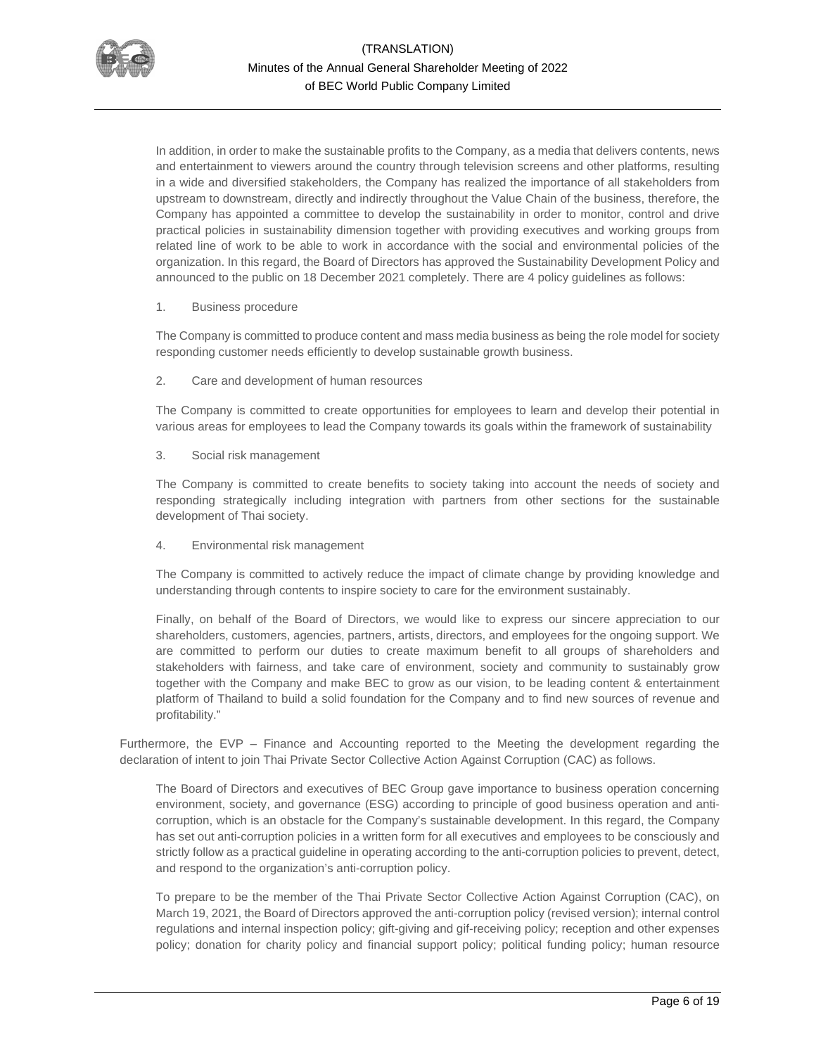In addition, in order to make the sustainable profits to the Company, as a media that delivers contents, news and entertainment to viewers around the country through television screens and other platforms, resulting in a wide and diversified stakeholders, the Company has realized the importance of all stakeholders from upstream to downstream, directly and indirectly throughout the Value Chain of the business, therefore, the Company has appointed a committee to develop the sustainability in order to monitor, control and drive practical policies in sustainability dimension together with providing executives and working groups from related line of work to be able to work in accordance with the social and environmental policies of the organization. In this regard, the Board of Directors has approved the Sustainability Development Policy and announced to the public on 18 December 2021 completely. There are 4 policy guidelines as follows:

1. Business procedure

The Company is committed to produce content and mass media business as being the role model for society responding customer needs efficiently to develop sustainable growth business.

2. Care and development of human resources

The Company is committed to create opportunities for employees to learn and develop their potential in various areas for employees to lead the Company towards its goals within the framework of sustainability

3. Social risk management

The Company is committed to create benefits to society taking into account the needs of society and responding strategically including integration with partners from other sections for the sustainable development of Thai society.

4. Environmental risk management

The Company is committed to actively reduce the impact of climate change by providing knowledge and understanding through contents to inspire society to care for the environment sustainably.

Finally, on behalf of the Board of Directors, we would like to express our sincere appreciation to our shareholders, customers, agencies, partners, artists, directors, and employees for the ongoing support. We are committed to perform our duties to create maximum benefit to all groups of shareholders and stakeholders with fairness, and take care of environment, society and community to sustainably grow together with the Company and make BEC to grow as our vision, to be leading content & entertainment platform of Thailand to build a solid foundation for the Company and to find new sources of revenue and profitability."

Furthermore, the EVP – Finance and Accounting reported to the Meeting the development regarding the declaration of intent to join Thai Private Sector Collective Action Against Corruption (CAC) as follows.

The Board of Directors and executives of BEC Group gave importance to business operation concerning environment, society, and governance (ESG) according to principle of good business operation and anti-corruption, which is an obstacle for the Company's sustainable development. In this regard, the Company has set out anti-corruption policies in a written form for all executives and employees to be consciously and strictly follow as a practical guideline in operating according to the anti-corruption policies to prevent, detect, and respond to the organization's anti-corruption policy.

To prepare to be the member of the Thai Private Sector Collective Action Against Corruption (CAC), on March 19, 2021, the Board of Directors approved the anti-corruption policy (revised version); internal control regulations and internal inspection policy; gift-giving and gif-receiving policy; reception and other expenses policy; donation for charity policy and financial support policy; political funding policy; human resource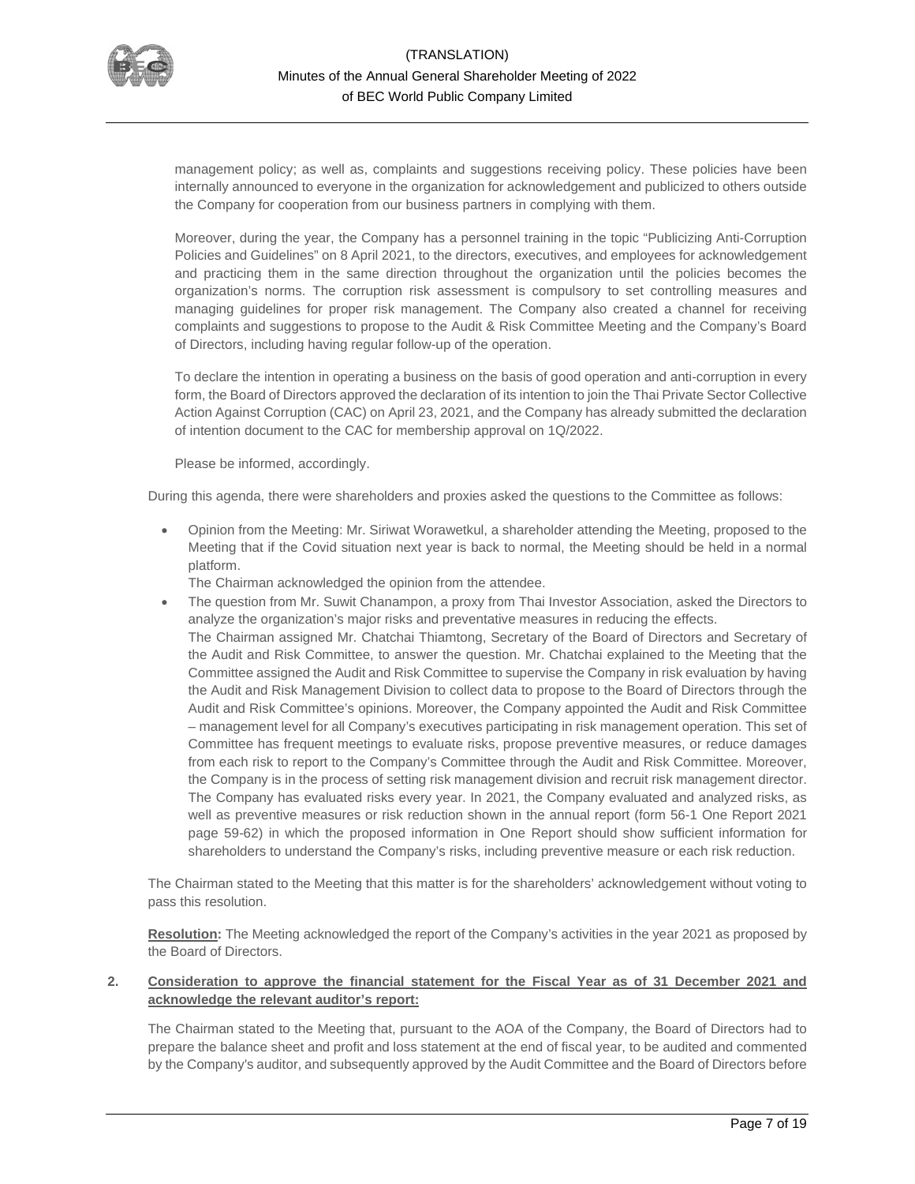management policy; as well as, complaints and suggestions receiving policy. These policies have been internally announced to everyone in the organization for acknowledgement and publicized to others outside the Company for cooperation from our business partners in complying with them.

Moreover, during the year, the Company has a personnel training in the topic "Publicizing Anti-Corruption Policies and Guidelines" on 8 April 2021, to the directors, executives, and employees for acknowledgement and practicing them in the same direction throughout the organization until the policies becomes the organization's norms. The corruption risk assessment is compulsory to set controlling measures and managing guidelines for proper risk management. The Company also created a channel for receiving complaints and suggestions to propose to the Audit & Risk Committee Meeting and the Company's Board of Directors, including having regular follow-up of the operation.

To declare the intention in operating a business on the basis of good operation and anti-corruption in every form, the Board of Directors approved the declaration of its intention to join the Thai Private Sector Collective Action Against Corruption (CAC) on April 23, 2021, and the Company has already submitted the declaration of intention document to the CAC for membership approval on 1Q/2022.

Please be informed, accordingly.

During this agenda, there were shareholders and proxies asked the questions to the Committee as follows:

- Opinion from the Meeting: Mr. Siriwat Worawetkul, a shareholder attending the Meeting, proposed to the Meeting that if the Covid situation next year is back to normal, the Meeting should be held in a normal platform.
  The Chairman acknowledged the opinion from the attendee.
- The question from Mr. Suwit Chanampon, a proxy from Thai Investor Association, asked the Directors to analyze the organization's major risks and preventative measures in reducing the effects.
  The Chairman assigned Mr. Chatchai Thiamtong, Secretary of the Board of Directors and Secretary of the Audit and Risk Committee, to answer the question. Mr. Chatchai explained to the Meeting that the Committee assigned the Audit and Risk Committee to supervise the Company in risk evaluation by having the Audit and Risk Management Division to collect data to propose to the Board of Directors through the Audit and Risk Committee's opinions. Moreover, the Company appointed the Audit and Risk Committee – management level for all Company's executives participating in risk management operation. This set of Committee has frequent meetings to evaluate risks, propose preventive measures, or reduce damages from each risk to report to the Company's Committee through the Audit and Risk Committee. Moreover, the Company is in the process of setting risk management division and recruit risk management director. The Company has evaluated risks every year. In 2021, the Company evaluated and analyzed risks, as well as preventive measures or risk reduction shown in the annual report (form 56-1 One Report 2021 page 59-62) in which the proposed information in One Report should show sufficient information for shareholders to understand the Company's risks, including preventive measure or each risk reduction.

The Chairman stated to the Meeting that this matter is for the shareholders' acknowledgement without voting to pass this resolution.

**Resolution:** The Meeting acknowledged the report of the Company's activities in the year 2021 as proposed by the Board of Directors.

**2. Consideration to approve the financial statement for the Fiscal Year as of 31 December 2021 and acknowledge the relevant auditor's report:**

The Chairman stated to the Meeting that, pursuant to the AOA of the Company, the Board of Directors had to prepare the balance sheet and profit and loss statement at the end of fiscal year, to be audited and commented by the Company's auditor, and subsequently approved by the Audit Committee and the Board of Directors before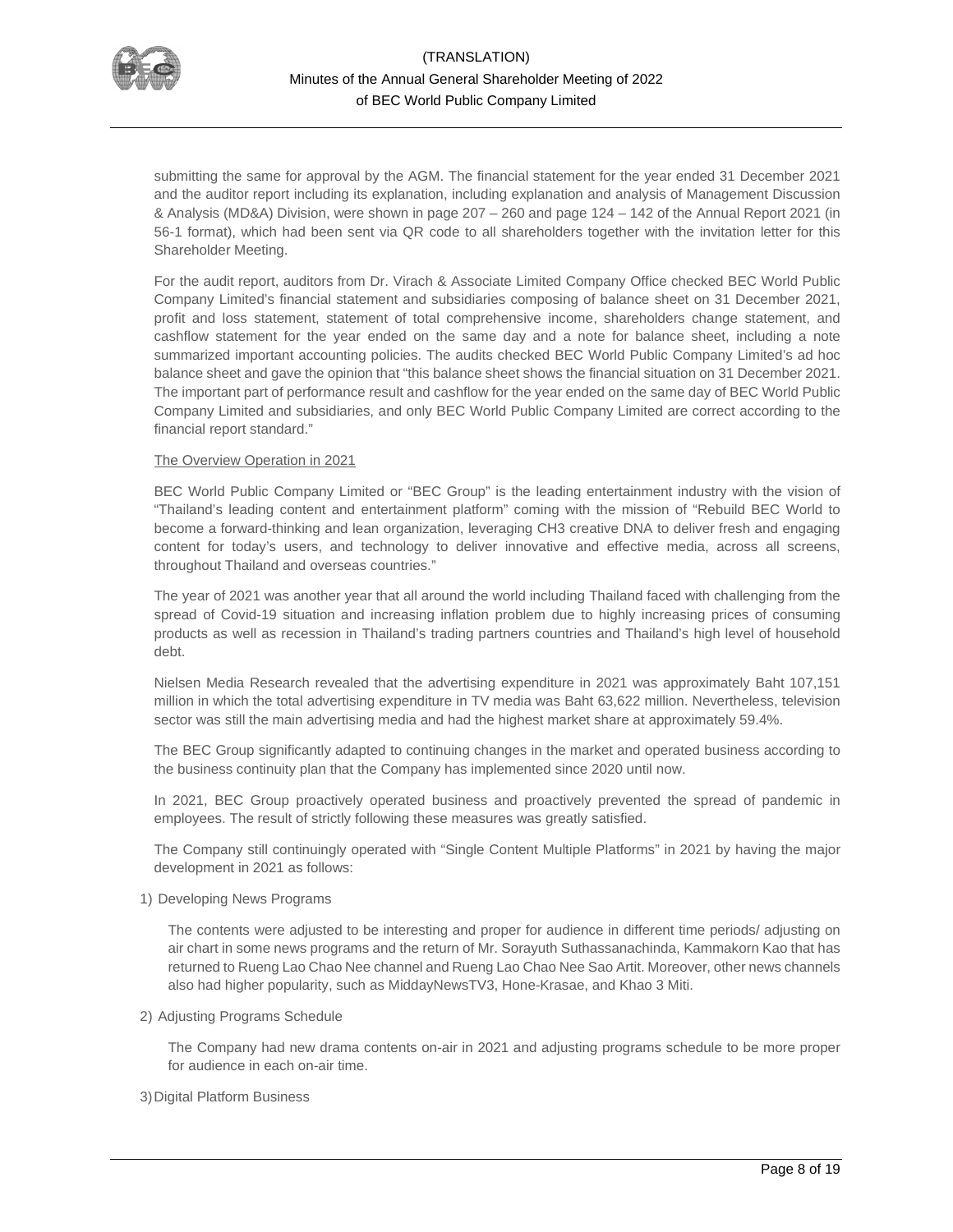submitting the same for approval by the AGM. The financial statement for the year ended 31 December 2021 and the auditor report including its explanation, including explanation and analysis of Management Discussion & Analysis (MD&A) Division, were shown in page 207 – 260 and page 124 – 142 of the Annual Report 2021 (in 56-1 format), which had been sent via QR code to all shareholders together with the invitation letter for this Shareholder Meeting.

For the audit report, auditors from Dr. Virach & Associate Limited Company Office checked BEC World Public Company Limited's financial statement and subsidiaries composing of balance sheet on 31 December 2021, profit and loss statement, statement of total comprehensive income, shareholders change statement, and cashflow statement for the year ended on the same day and a note for balance sheet, including a note summarized important accounting policies. The audits checked BEC World Public Company Limited's ad hoc balance sheet and gave the opinion that "this balance sheet shows the financial situation on 31 December 2021. The important part of performance result and cashflow for the year ended on the same day of BEC World Public Company Limited and subsidiaries, and only BEC World Public Company Limited are correct according to the financial report standard."

<u>The Overview Operation in 2021</u>

BEC World Public Company Limited or "BEC Group" is the leading entertainment industry with the vision of "Thailand's leading content and entertainment platform" coming with the mission of "Rebuild BEC World to become a forward-thinking and lean organization, leveraging CH3 creative DNA to deliver fresh and engaging content for today's users, and technology to deliver innovative and effective media, across all screens, throughout Thailand and overseas countries."

The year of 2021 was another year that all around the world including Thailand faced with challenging from the spread of Covid-19 situation and increasing inflation problem due to highly increasing prices of consuming products as well as recession in Thailand's trading partners countries and Thailand's high level of household debt.

Nielsen Media Research revealed that the advertising expenditure in 2021 was approximately Baht 107,151 million in which the total advertising expenditure in TV media was Baht 63,622 million. Nevertheless, television sector was still the main advertising media and had the highest market share at approximately 59.4%.

The BEC Group significantly adapted to continuing changes in the market and operated business according to the business continuity plan that the Company has implemented since 2020 until now.

In 2021, BEC Group proactively operated business and proactively prevented the spread of pandemic in employees. The result of strictly following these measures was greatly satisfied.

The Company still continuingly operated with "Single Content Multiple Platforms" in 2021 by having the major development in 2021 as follows:

1) Developing News Programs

   The contents were adjusted to be interesting and proper for audience in different time periods/ adjusting on air chart in some news programs and the return of Mr. Sorayuth Suthassanachinda, Kammakorn Kao that has returned to Rueng Lao Chao Nee channel and Rueng Lao Chao Nee Sao Artit. Moreover, other news channels also had higher popularity, such as MiddayNewsTV3, Hone-Krasae, and Khao 3 Miti.

2) Adjusting Programs Schedule

   The Company had new drama contents on-air in 2021 and adjusting programs schedule to be more proper for audience in each on-air time.

3) Digital Platform Business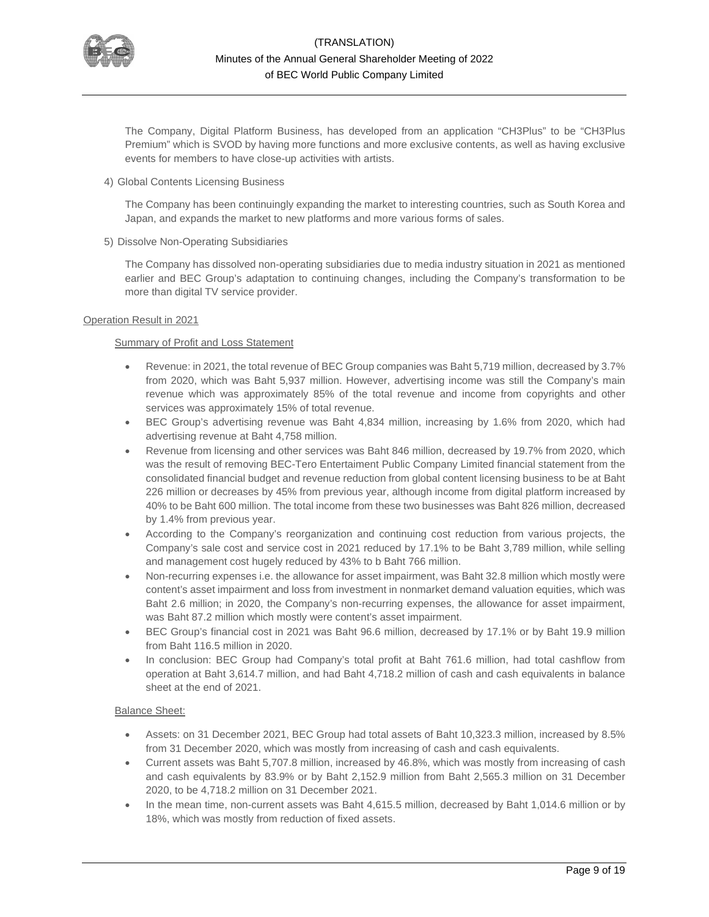The Company, Digital Platform Business, has developed from an application "CH3Plus" to be "CH3Plus Premium" which is SVOD by having more functions and more exclusive contents, as well as having exclusive events for members to have close-up activities with artists.

4) Global Contents Licensing Business

The Company has been continuingly expanding the market to interesting countries, such as South Korea and Japan, and expands the market to new platforms and more various forms of sales.

5) Dissolve Non-Operating Subsidiaries

The Company has dissolved non-operating subsidiaries due to media industry situation in 2021 as mentioned earlier and BEC Group's adaptation to continuing changes, including the Company's transformation to be more than digital TV service provider.

Operation Result in 2021

Summary of Profit and Loss Statement

- Revenue: in 2021, the total revenue of BEC Group companies was Baht 5,719 million, decreased by 3.7% from 2020, which was Baht 5,937 million. However, advertising income was still the Company's main revenue which was approximately 85% of the total revenue and income from copyrights and other services was approximately 15% of total revenue.
- BEC Group's advertising revenue was Baht 4,834 million, increasing by 1.6% from 2020, which had advertising revenue at Baht 4,758 million.
- Revenue from licensing and other services was Baht 846 million, decreased by 19.7% from 2020, which was the result of removing BEC-Tero Entertaiment Public Company Limited financial statement from the consolidated financial budget and revenue reduction from global content licensing business to be at Baht 226 million or decreases by 45% from previous year, although income from digital platform increased by 40% to be Baht 600 million. The total income from these two businesses was Baht 826 million, decreased by 1.4% from previous year.
- According to the Company's reorganization and continuing cost reduction from various projects, the Company's sale cost and service cost in 2021 reduced by 17.1% to be Baht 3,789 million, while selling and management cost hugely reduced by 43% to b Baht 766 million.
- Non-recurring expenses i.e. the allowance for asset impairment, was Baht 32.8 million which mostly were content's asset impairment and loss from investment in nonmarket demand valuation equities, which was Baht 2.6 million; in 2020, the Company's non-recurring expenses, the allowance for asset impairment, was Baht 87.2 million which mostly were content's asset impairment.
- BEC Group's financial cost in 2021 was Baht 96.6 million, decreased by 17.1% or by Baht 19.9 million from Baht 116.5 million in 2020.
- In conclusion: BEC Group had Company's total profit at Baht 761.6 million, had total cashflow from operation at Baht 3,614.7 million, and had Baht 4,718.2 million of cash and cash equivalents in balance sheet at the end of 2021.

Balance Sheet:

- Assets: on 31 December 2021, BEC Group had total assets of Baht 10,323.3 million, increased by 8.5% from 31 December 2020, which was mostly from increasing of cash and cash equivalents.
- Current assets was Baht 5,707.8 million, increased by 46.8%, which was mostly from increasing of cash and cash equivalents by 83.9% or by Baht 2,152.9 million from Baht 2,565.3 million on 31 December 2020, to be 4,718.2 million on 31 December 2021.
- In the mean time, non-current assets was Baht 4,615.5 million, decreased by Baht 1,014.6 million or by 18%, which was mostly from reduction of fixed assets.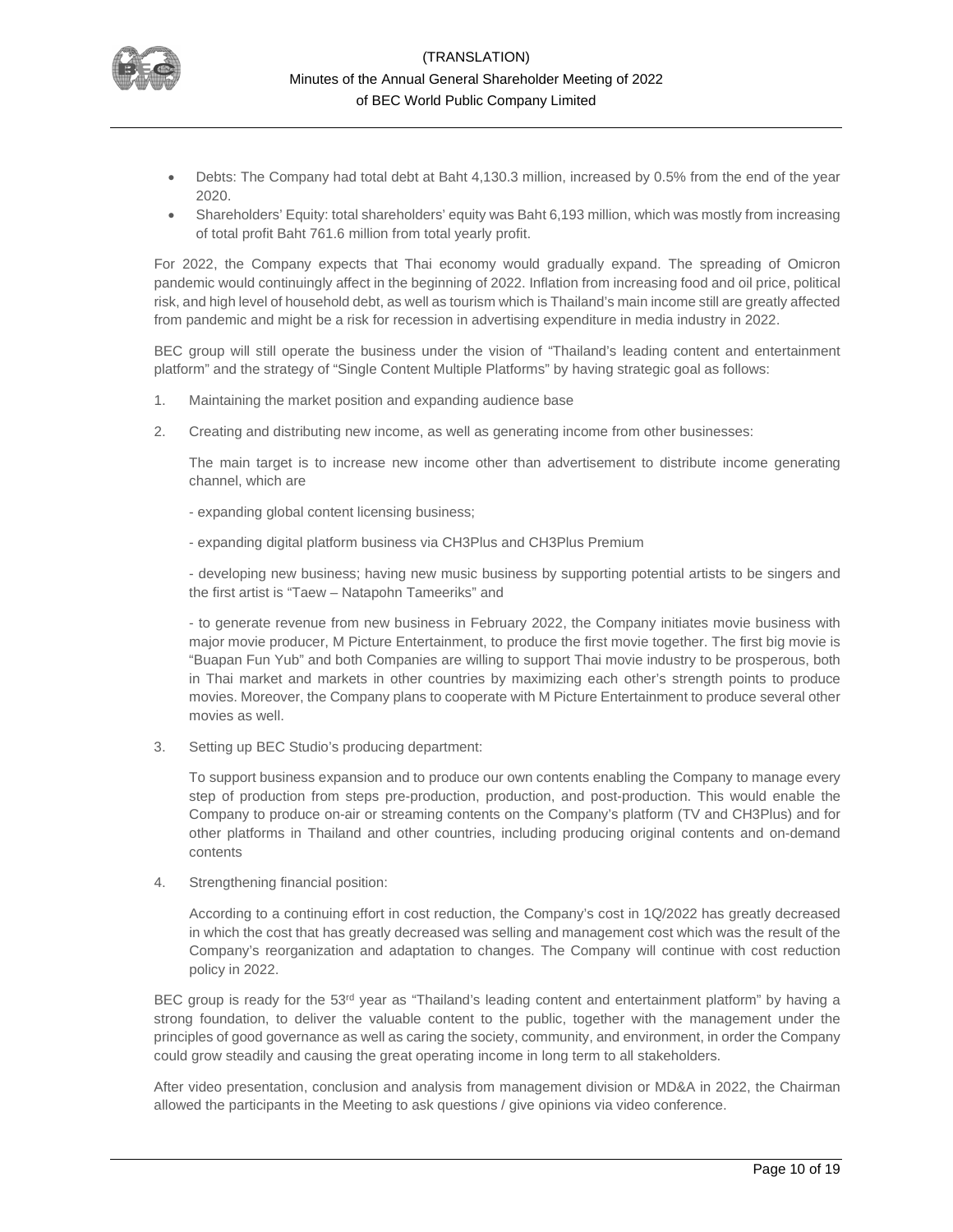- Debts: The Company had total debt at Baht 4,130.3 million, increased by 0.5% from the end of the year 2020.
- Shareholders' Equity: total shareholders' equity was Baht 6,193 million, which was mostly from increasing of total profit Baht 761.6 million from total yearly profit.

For 2022, the Company expects that Thai economy would gradually expand. The spreading of Omicron pandemic would continuingly affect in the beginning of 2022. Inflation from increasing food and oil price, political risk, and high level of household debt, as well as tourism which is Thailand's main income still are greatly affected from pandemic and might be a risk for recession in advertising expenditure in media industry in 2022.

BEC group will still operate the business under the vision of "Thailand's leading content and entertainment platform" and the strategy of "Single Content Multiple Platforms" by having strategic goal as follows:

1. Maintaining the market position and expanding audience base

2. Creating and distributing new income, as well as generating income from other businesses:

   The main target is to increase new income other than advertisement to distribute income generating channel, which are

   - expanding global content licensing business;

   - expanding digital platform business via CH3Plus and CH3Plus Premium

   - developing new business; having new music business by supporting potential artists to be singers and the first artist is "Taew – Natapohn Tameeriks" and

   - to generate revenue from new business in February 2022, the Company initiates movie business with major movie producer, M Picture Entertainment, to produce the first movie together. The first big movie is "Buapan Fun Yub" and both Companies are willing to support Thai movie industry to be prosperous, both in Thai market and markets in other countries by maximizing each other's strength points to produce movies. Moreover, the Company plans to cooperate with M Picture Entertainment to produce several other movies as well.

3. Setting up BEC Studio's producing department:

   To support business expansion and to produce our own contents enabling the Company to manage every step of production from steps pre-production, production, and post-production. This would enable the Company to produce on-air or streaming contents on the Company's platform (TV and CH3Plus) and for other platforms in Thailand and other countries, including producing original contents and on-demand contents

4. Strengthening financial position:

   According to a continuing effort in cost reduction, the Company's cost in 1Q/2022 has greatly decreased in which the cost that has greatly decreased was selling and management cost which was the result of the Company's reorganization and adaptation to changes. The Company will continue with cost reduction policy in 2022.

BEC group is ready for the 53rd year as "Thailand's leading content and entertainment platform" by having a strong foundation, to deliver the valuable content to the public, together with the management under the principles of good governance as well as caring the society, community, and environment, in order the Company could grow steadily and causing the great operating income in long term to all stakeholders.

After video presentation, conclusion and analysis from management division or MD&A in 2022, the Chairman allowed the participants in the Meeting to ask questions / give opinions via video conference.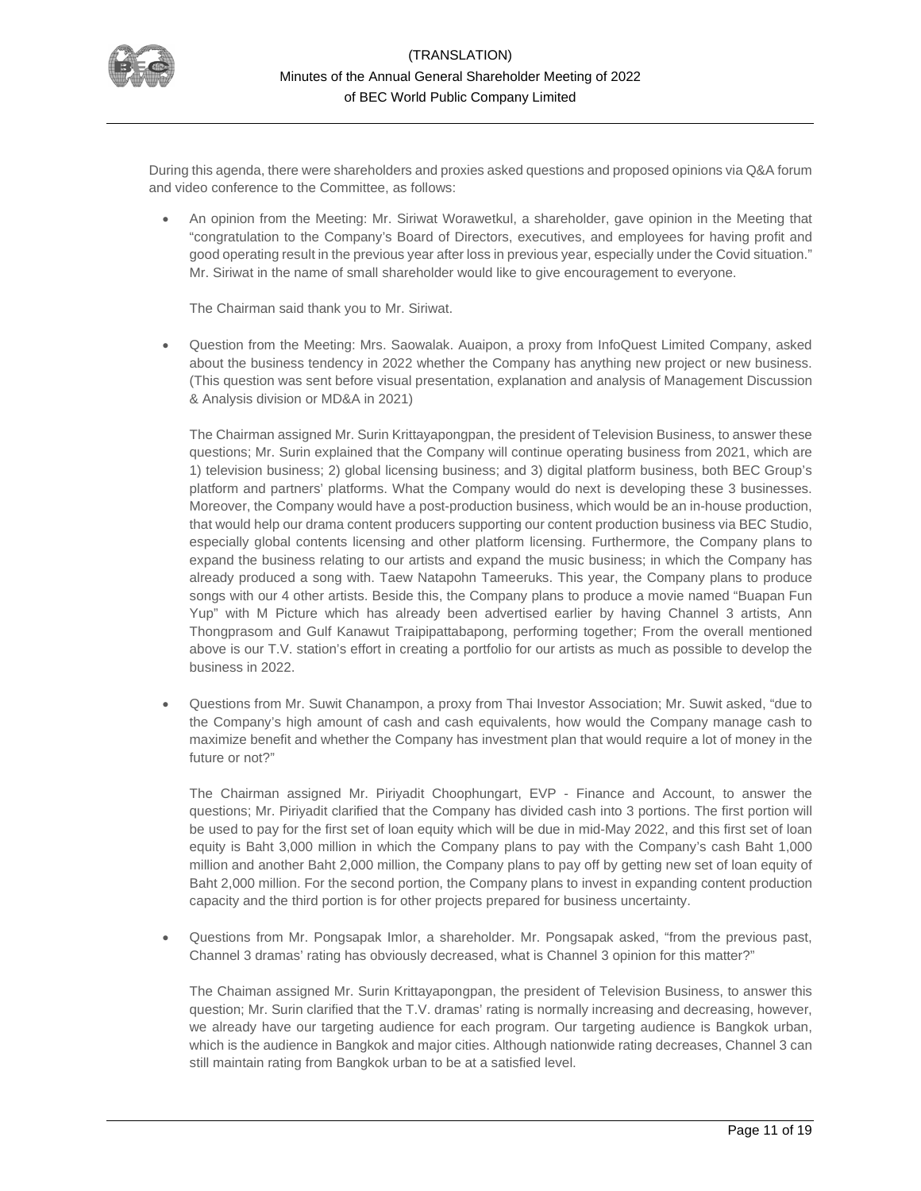During this agenda, there were shareholders and proxies asked questions and proposed opinions via Q&A forum and video conference to the Committee, as follows:

- An opinion from the Meeting: Mr. Siriwat Worawetkul, a shareholder, gave opinion in the Meeting that "congratulation to the Company's Board of Directors, executives, and employees for having profit and good operating result in the previous year after loss in previous year, especially under the Covid situation." Mr. Siriwat in the name of small shareholder would like to give encouragement to everyone.

  The Chairman said thank you to Mr. Siriwat.

- Question from the Meeting: Mrs. Saowalak. Auaipon, a proxy from InfoQuest Limited Company, asked about the business tendency in 2022 whether the Company has anything new project or new business. (This question was sent before visual presentation, explanation and analysis of Management Discussion & Analysis division or MD&A in 2021)

  The Chairman assigned Mr. Surin Krittayapongpan, the president of Television Business, to answer these questions; Mr. Surin explained that the Company will continue operating business from 2021, which are 1) television business; 2) global licensing business; and 3) digital platform business, both BEC Group's platform and partners' platforms. What the Company would do next is developing these 3 businesses. Moreover, the Company would have a post-production business, which would be an in-house production, that would help our drama content producers supporting our content production business via BEC Studio, especially global contents licensing and other platform licensing. Furthermore, the Company plans to expand the business relating to our artists and expand the music business; in which the Company has already produced a song with. Taew Natapohn Tameeruks. This year, the Company plans to produce songs with our 4 other artists. Beside this, the Company plans to produce a movie named "Buapan Fun Yup" with M Picture which has already been advertised earlier by having Channel 3 artists, Ann Thongprasom and Gulf Kanawut Traipipattabapong, performing together; From the overall mentioned above is our T.V. station's effort in creating a portfolio for our artists as much as possible to develop the business in 2022.

- Questions from Mr. Suwit Chanampon, a proxy from Thai Investor Association; Mr. Suwit asked, "due to the Company's high amount of cash and cash equivalents, how would the Company manage cash to maximize benefit and whether the Company has investment plan that would require a lot of money in the future or not?"

  The Chairman assigned Mr. Piriyadit Choophungart, EVP - Finance and Account, to answer the questions; Mr. Piriyadit clarified that the Company has divided cash into 3 portions. The first portion will be used to pay for the first set of loan equity which will be due in mid-May 2022, and this first set of loan equity is Baht 3,000 million in which the Company plans to pay with the Company's cash Baht 1,000 million and another Baht 2,000 million, the Company plans to pay off by getting new set of loan equity of Baht 2,000 million. For the second portion, the Company plans to invest in expanding content production capacity and the third portion is for other projects prepared for business uncertainty.

- Questions from Mr. Pongsapak Imlor, a shareholder. Mr. Pongsapak asked, "from the previous past, Channel 3 dramas' rating has obviously decreased, what is Channel 3 opinion for this matter?"

  The Chaiman assigned Mr. Surin Krittayapongpan, the president of Television Business, to answer this question; Mr. Surin clarified that the T.V. dramas' rating is normally increasing and decreasing, however, we already have our targeting audience for each program. Our targeting audience is Bangkok urban, which is the audience in Bangkok and major cities. Although nationwide rating decreases, Channel 3 can still maintain rating from Bangkok urban to be at a satisfied level.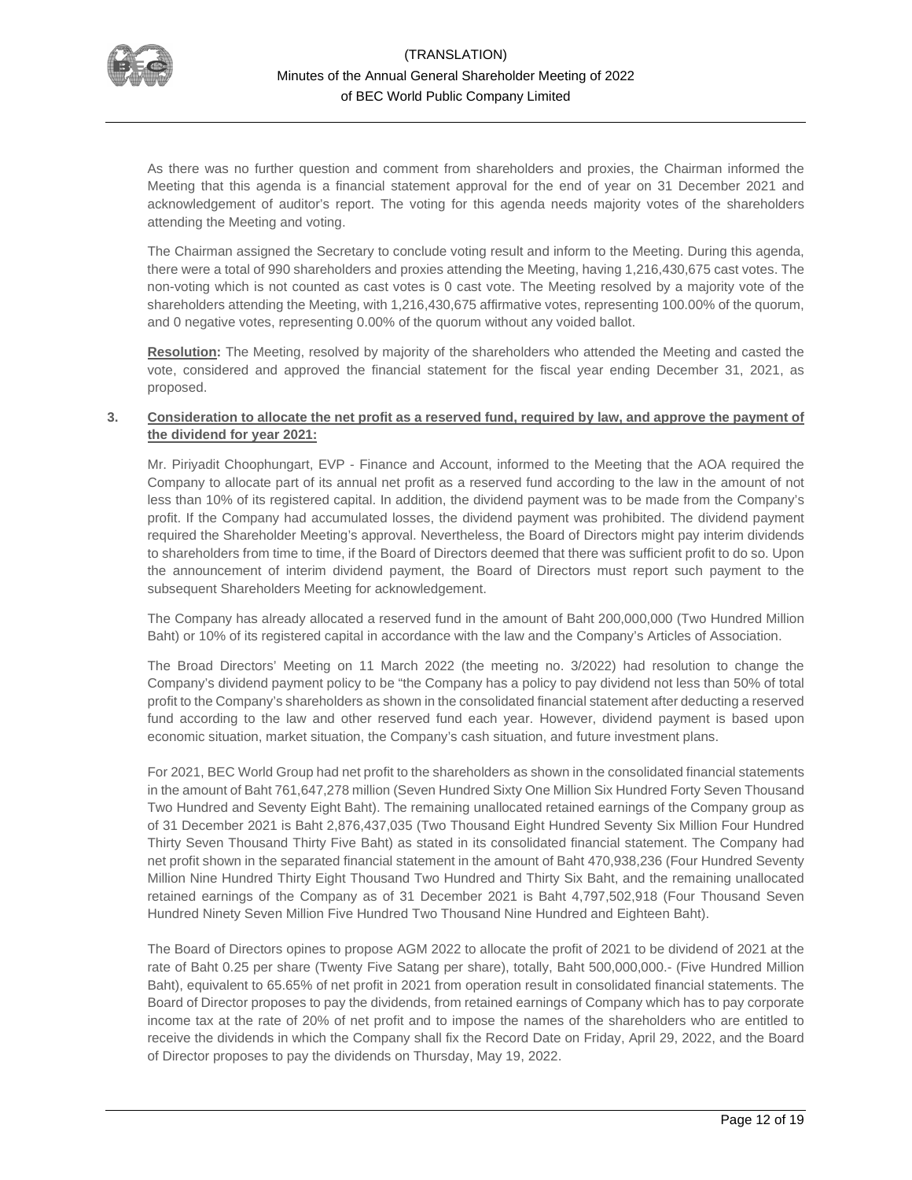As there was no further question and comment from shareholders and proxies, the Chairman informed the Meeting that this agenda is a financial statement approval for the end of year on 31 December 2021 and acknowledgement of auditor's report. The voting for this agenda needs majority votes of the shareholders attending the Meeting and voting.

The Chairman assigned the Secretary to conclude voting result and inform to the Meeting. During this agenda, there were a total of 990 shareholders and proxies attending the Meeting, having 1,216,430,675 cast votes. The non-voting which is not counted as cast votes is 0 cast vote. The Meeting resolved by a majority vote of the shareholders attending the Meeting, with 1,216,430,675 affirmative votes, representing 100.00% of the quorum, and 0 negative votes, representing 0.00% of the quorum without any voided ballot.

**Resolution:** The Meeting, resolved by majority of the shareholders who attended the Meeting and casted the vote, considered and approved the financial statement for the fiscal year ending December 31, 2021, as proposed.

**3. Consideration to allocate the net profit as a reserved fund, required by law, and approve the payment of the dividend for year 2021:**

Mr. Piriyadit Choophungart, EVP - Finance and Account, informed to the Meeting that the AOA required the Company to allocate part of its annual net profit as a reserved fund according to the law in the amount of not less than 10% of its registered capital. In addition, the dividend payment was to be made from the Company's profit. If the Company had accumulated losses, the dividend payment was prohibited. The dividend payment required the Shareholder Meeting's approval. Nevertheless, the Board of Directors might pay interim dividends to shareholders from time to time, if the Board of Directors deemed that there was sufficient profit to do so. Upon the announcement of interim dividend payment, the Board of Directors must report such payment to the subsequent Shareholders Meeting for acknowledgement.

The Company has already allocated a reserved fund in the amount of Baht 200,000,000 (Two Hundred Million Baht) or 10% of its registered capital in accordance with the law and the Company's Articles of Association.

The Broad Directors' Meeting on 11 March 2022 (the meeting no. 3/2022) had resolution to change the Company's dividend payment policy to be "the Company has a policy to pay dividend not less than 50% of total profit to the Company's shareholders as shown in the consolidated financial statement after deducting a reserved fund according to the law and other reserved fund each year. However, dividend payment is based upon economic situation, market situation, the Company's cash situation, and future investment plans.

For 2021, BEC World Group had net profit to the shareholders as shown in the consolidated financial statements in the amount of Baht 761,647,278 million (Seven Hundred Sixty One Million Six Hundred Forty Seven Thousand Two Hundred and Seventy Eight Baht). The remaining unallocated retained earnings of the Company group as of 31 December 2021 is Baht 2,876,437,035 (Two Thousand Eight Hundred Seventy Six Million Four Hundred Thirty Seven Thousand Thirty Five Baht) as stated in its consolidated financial statement. The Company had net profit shown in the separated financial statement in the amount of Baht 470,938,236 (Four Hundred Seventy Million Nine Hundred Thirty Eight Thousand Two Hundred and Thirty Six Baht, and the remaining unallocated retained earnings of the Company as of 31 December 2021 is Baht 4,797,502,918 (Four Thousand Seven Hundred Ninety Seven Million Five Hundred Two Thousand Nine Hundred and Eighteen Baht).

The Board of Directors opines to propose AGM 2022 to allocate the profit of 2021 to be dividend of 2021 at the rate of Baht 0.25 per share (Twenty Five Satang per share), totally, Baht 500,000,000.- (Five Hundred Million Baht), equivalent to 65.65% of net profit in 2021 from operation result in consolidated financial statements. The Board of Director proposes to pay the dividends, from retained earnings of Company which has to pay corporate income tax at the rate of 20% of net profit and to impose the names of the shareholders who are entitled to receive the dividends in which the Company shall fix the Record Date on Friday, April 29, 2022, and the Board of Director proposes to pay the dividends on Thursday, May 19, 2022.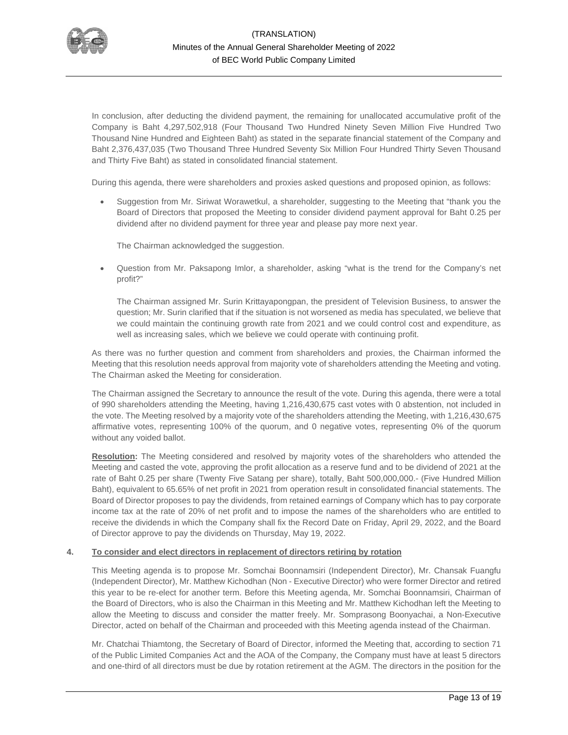In conclusion, after deducting the dividend payment, the remaining for unallocated accumulative profit of the Company is Baht 4,297,502,918 (Four Thousand Two Hundred Ninety Seven Million Five Hundred Two Thousand Nine Hundred and Eighteen Baht) as stated in the separate financial statement of the Company and Baht 2,376,437,035 (Two Thousand Three Hundred Seventy Six Million Four Hundred Thirty Seven Thousand and Thirty Five Baht) as stated in consolidated financial statement.

During this agenda, there were shareholders and proxies asked questions and proposed opinion, as follows:

- Suggestion from Mr. Siriwat Worawetkul, a shareholder, suggesting to the Meeting that "thank you the Board of Directors that proposed the Meeting to consider dividend payment approval for Baht 0.25 per dividend after no dividend payment for three year and please pay more next year.

  The Chairman acknowledged the suggestion.

- Question from Mr. Paksapong Imlor, a shareholder, asking "what is the trend for the Company's net profit?"

  The Chairman assigned Mr. Surin Krittayapongpan, the president of Television Business, to answer the question; Mr. Surin clarified that if the situation is not worsened as media has speculated, we believe that we could maintain the continuing growth rate from 2021 and we could control cost and expenditure, as well as increasing sales, which we believe we could operate with continuing profit.

As there was no further question and comment from shareholders and proxies, the Chairman informed the Meeting that this resolution needs approval from majority vote of shareholders attending the Meeting and voting. The Chairman asked the Meeting for consideration.

The Chairman assigned the Secretary to announce the result of the vote. During this agenda, there were a total of 990 shareholders attending the Meeting, having 1,216,430,675 cast votes with 0 abstention, not included in the vote. The Meeting resolved by a majority vote of the shareholders attending the Meeting, with 1,216,430,675 affirmative votes, representing 100% of the quorum, and 0 negative votes, representing 0% of the quorum without any voided ballot.

**Resolution:** The Meeting considered and resolved by majority votes of the shareholders who attended the Meeting and casted the vote, approving the profit allocation as a reserve fund and to be dividend of 2021 at the rate of Baht 0.25 per share (Twenty Five Satang per share), totally, Baht 500,000,000.- (Five Hundred Million Baht), equivalent to 65.65% of net profit in 2021 from operation result in consolidated financial statements. The Board of Director proposes to pay the dividends, from retained earnings of Company which has to pay corporate income tax at the rate of 20% of net profit and to impose the names of the shareholders who are entitled to receive the dividends in which the Company shall fix the Record Date on Friday, April 29, 2022, and the Board of Director approve to pay the dividends on Thursday, May 19, 2022.

**4. To consider and elect directors in replacement of directors retiring by rotation**

This Meeting agenda is to propose Mr. Somchai Boonnamsiri (Independent Director), Mr. Chansak Fuangfu (Independent Director), Mr. Matthew Kichodhan (Non - Executive Director) who were former Director and retired this year to be re-elect for another term. Before this Meeting agenda, Mr. Somchai Boonnamsiri, Chairman of the Board of Directors, who is also the Chairman in this Meeting and Mr. Matthew Kichodhan left the Meeting to allow the Meeting to discuss and consider the matter freely. Mr. Somprasong Boonyachai, a Non-Executive Director, acted on behalf of the Chairman and proceeded with this Meeting agenda instead of the Chairman.

Mr. Chatchai Thiamtong, the Secretary of Board of Director, informed the Meeting that, according to section 71 of the Public Limited Companies Act and the AOA of the Company, the Company must have at least 5 directors and one-third of all directors must be due by rotation retirement at the AGM. The directors in the position for the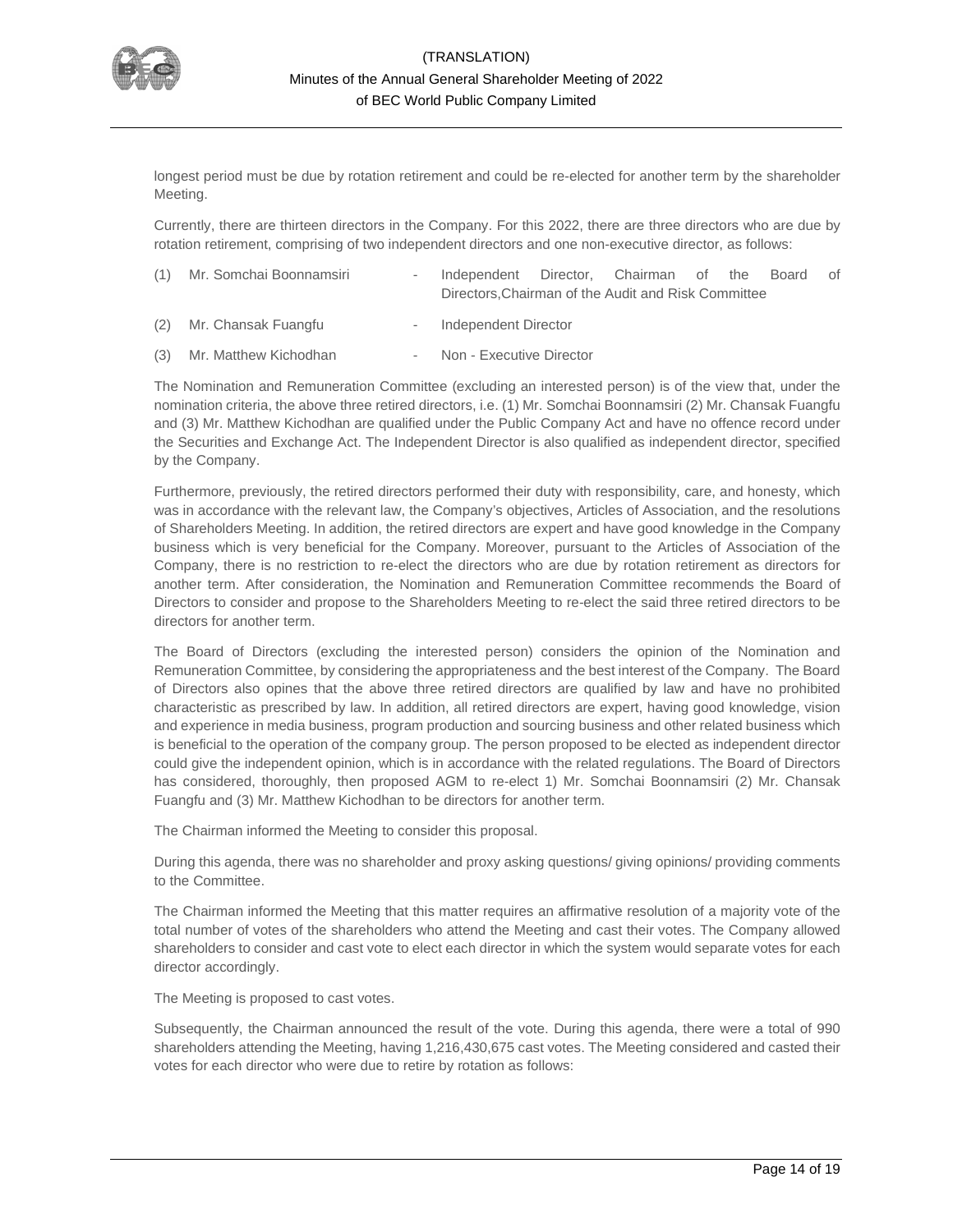longest period must be due by rotation retirement and could be re-elected for another term by the shareholder Meeting.

Currently, there are thirteen directors in the Company. For this 2022, there are three directors who are due by rotation retirement, comprising of two independent directors and one non-executive director, as follows:

(1) Mr. Somchai Boonnamsiri - Independent Director, Chairman of the Board of Directors,Chairman of the Audit and Risk Committee

(2) Mr. Chansak Fuangfu - Independent Director

(3) Mr. Matthew Kichodhan - Non - Executive Director

The Nomination and Remuneration Committee (excluding an interested person) is of the view that, under the nomination criteria, the above three retired directors, i.e. (1) Mr. Somchai Boonnamsiri (2) Mr. Chansak Fuangfu and (3) Mr. Matthew Kichodhan are qualified under the Public Company Act and have no offence record under the Securities and Exchange Act. The Independent Director is also qualified as independent director, specified by the Company.

Furthermore, previously, the retired directors performed their duty with responsibility, care, and honesty, which was in accordance with the relevant law, the Company's objectives, Articles of Association, and the resolutions of Shareholders Meeting. In addition, the retired directors are expert and have good knowledge in the Company business which is very beneficial for the Company. Moreover, pursuant to the Articles of Association of the Company, there is no restriction to re-elect the directors who are due by rotation retirement as directors for another term. After consideration, the Nomination and Remuneration Committee recommends the Board of Directors to consider and propose to the Shareholders Meeting to re-elect the said three retired directors to be directors for another term.

The Board of Directors (excluding the interested person) considers the opinion of the Nomination and Remuneration Committee, by considering the appropriateness and the best interest of the Company. The Board of Directors also opines that the above three retired directors are qualified by law and have no prohibited characteristic as prescribed by law. In addition, all retired directors are expert, having good knowledge, vision and experience in media business, program production and sourcing business and other related business which is beneficial to the operation of the company group. The person proposed to be elected as independent director could give the independent opinion, which is in accordance with the related regulations. The Board of Directors has considered, thoroughly, then proposed AGM to re-elect 1) Mr. Somchai Boonnamsiri (2) Mr. Chansak Fuangfu and (3) Mr. Matthew Kichodhan to be directors for another term.

The Chairman informed the Meeting to consider this proposal.

During this agenda, there was no shareholder and proxy asking questions/ giving opinions/ providing comments to the Committee.

The Chairman informed the Meeting that this matter requires an affirmative resolution of a majority vote of the total number of votes of the shareholders who attend the Meeting and cast their votes. The Company allowed shareholders to consider and cast vote to elect each director in which the system would separate votes for each director accordingly.

The Meeting is proposed to cast votes.

Subsequently, the Chairman announced the result of the vote. During this agenda, there were a total of 990 shareholders attending the Meeting, having 1,216,430,675 cast votes. The Meeting considered and casted their votes for each director who were due to retire by rotation as follows: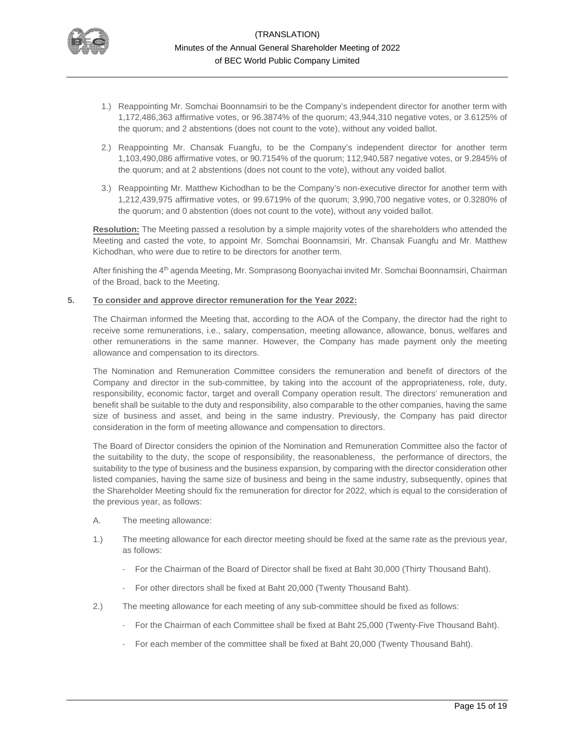1.) Reappointing Mr. Somchai Boonnamsiri to be the Company's independent director for another term with 1,172,486,363 affirmative votes, or 96.3874% of the quorum; 43,944,310 negative votes, or 3.6125% of the quorum; and 2 abstentions (does not count to the vote), without any voided ballot.

2.) Reappointing Mr. Chansak Fuangfu, to be the Company's independent director for another term 1,103,490,086 affirmative votes, or 90.7154% of the quorum; 112,940,587 negative votes, or 9.2845% of the quorum; and at 2 abstentions (does not count to the vote), without any voided ballot.

3.) Reappointing Mr. Matthew Kichodhan to be the Company's non-executive director for another term with 1,212,439,975 affirmative votes, or 99.6719% of the quorum; 3,990,700 negative votes, or 0.3280% of the quorum; and 0 abstention (does not count to the vote), without any voided ballot.

**Resolution:** The Meeting passed a resolution by a simple majority votes of the shareholders who attended the Meeting and casted the vote, to appoint Mr. Somchai Boonnamsiri, Mr. Chansak Fuangfu and Mr. Matthew Kichodhan, who were due to retire to be directors for another term.

After finishing the 4th agenda Meeting, Mr. Somprasong Boonyachai invited Mr. Somchai Boonnamsiri, Chairman of the Broad, back to the Meeting.

**5. To consider and approve director remuneration for the Year 2022:**

The Chairman informed the Meeting that, according to the AOA of the Company, the director had the right to receive some remunerations, i.e., salary, compensation, meeting allowance, allowance, bonus, welfares and other remunerations in the same manner. However, the Company has made payment only the meeting allowance and compensation to its directors.

The Nomination and Remuneration Committee considers the remuneration and benefit of directors of the Company and director in the sub-committee, by taking into the account of the appropriateness, role, duty, responsibility, economic factor, target and overall Company operation result. The directors' remuneration and benefit shall be suitable to the duty and responsibility, also comparable to the other companies, having the same size of business and asset, and being in the same industry. Previously, the Company has paid director consideration in the form of meeting allowance and compensation to directors.

The Board of Director considers the opinion of the Nomination and Remuneration Committee also the factor of the suitability to the duty, the scope of responsibility, the reasonableness, the performance of directors, the suitability to the type of business and the business expansion, by comparing with the director consideration other listed companies, having the same size of business and being in the same industry, subsequently, opines that the Shareholder Meeting should fix the remuneration for director for 2022, which is equal to the consideration of the previous year, as follows:

A. The meeting allowance:

1.) The meeting allowance for each director meeting should be fixed at the same rate as the previous year, as follows:

- For the Chairman of the Board of Director shall be fixed at Baht 30,000 (Thirty Thousand Baht).
- For other directors shall be fixed at Baht 20,000 (Twenty Thousand Baht).

2.) The meeting allowance for each meeting of any sub-committee should be fixed as follows:

- For the Chairman of each Committee shall be fixed at Baht 25,000 (Twenty-Five Thousand Baht).
- For each member of the committee shall be fixed at Baht 20,000 (Twenty Thousand Baht).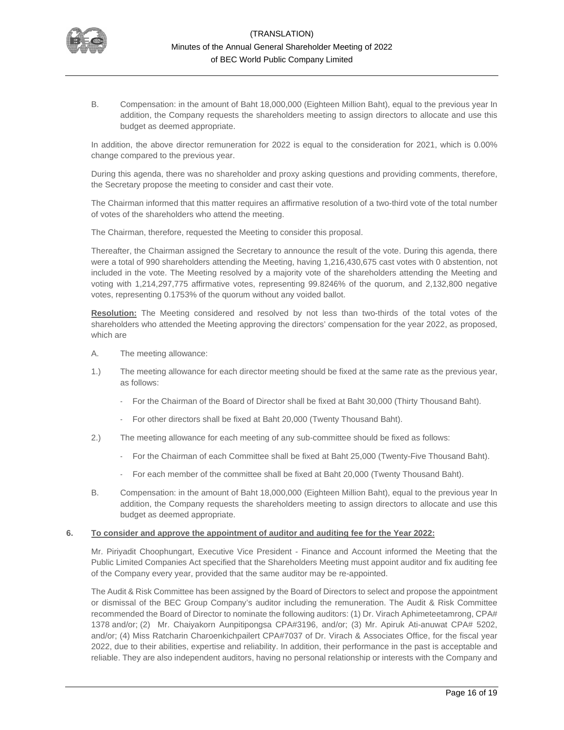B. Compensation: in the amount of Baht 18,000,000 (Eighteen Million Baht), equal to the previous year In addition, the Company requests the shareholders meeting to assign directors to allocate and use this budget as deemed appropriate.

In addition, the above director remuneration for 2022 is equal to the consideration for 2021, which is 0.00% change compared to the previous year.

During this agenda, there was no shareholder and proxy asking questions and providing comments, therefore, the Secretary propose the meeting to consider and cast their vote.

The Chairman informed that this matter requires an affirmative resolution of a two-third vote of the total number of votes of the shareholders who attend the meeting.

The Chairman, therefore, requested the Meeting to consider this proposal.

Thereafter, the Chairman assigned the Secretary to announce the result of the vote. During this agenda, there were a total of 990 shareholders attending the Meeting, having 1,216,430,675 cast votes with 0 abstention, not included in the vote. The Meeting resolved by a majority vote of the shareholders attending the Meeting and voting with 1,214,297,775 affirmative votes, representing 99.8246% of the quorum, and 2,132,800 negative votes, representing 0.1753% of the quorum without any voided ballot.

**Resolution:** The Meeting considered and resolved by not less than two-thirds of the total votes of the shareholders who attended the Meeting approving the directors' compensation for the year 2022, as proposed, which are

A. The meeting allowance:

1.) The meeting allowance for each director meeting should be fixed at the same rate as the previous year, as follows:

- For the Chairman of the Board of Director shall be fixed at Baht 30,000 (Thirty Thousand Baht).
- For other directors shall be fixed at Baht 20,000 (Twenty Thousand Baht).

2.) The meeting allowance for each meeting of any sub-committee should be fixed as follows:

- For the Chairman of each Committee shall be fixed at Baht 25,000 (Twenty-Five Thousand Baht).
- For each member of the committee shall be fixed at Baht 20,000 (Twenty Thousand Baht).

B. Compensation: in the amount of Baht 18,000,000 (Eighteen Million Baht), equal to the previous year In addition, the Company requests the shareholders meeting to assign directors to allocate and use this budget as deemed appropriate.

**6. To consider and approve the appointment of auditor and auditing fee for the Year 2022:**

Mr. Piriyadit Choophungart, Executive Vice President - Finance and Account informed the Meeting that the Public Limited Companies Act specified that the Shareholders Meeting must appoint auditor and fix auditing fee of the Company every year, provided that the same auditor may be re-appointed.

The Audit & Risk Committee has been assigned by the Board of Directors to select and propose the appointment or dismissal of the BEC Group Company's auditor including the remuneration. The Audit & Risk Committee recommended the Board of Director to nominate the following auditors: (1) Dr. Virach Aphimeteetamrong, CPA# 1378 and/or; (2) Mr. Chaiyakorn Aunpitipongsa CPA#3196, and/or; (3) Mr. Apiruk Ati-anuwat CPA# 5202, and/or; (4) Miss Ratcharin Charoenkichpailert CPA#7037 of Dr. Virach & Associates Office, for the fiscal year 2022, due to their abilities, expertise and reliability. In addition, their performance in the past is acceptable and reliable. They are also independent auditors, having no personal relationship or interests with the Company and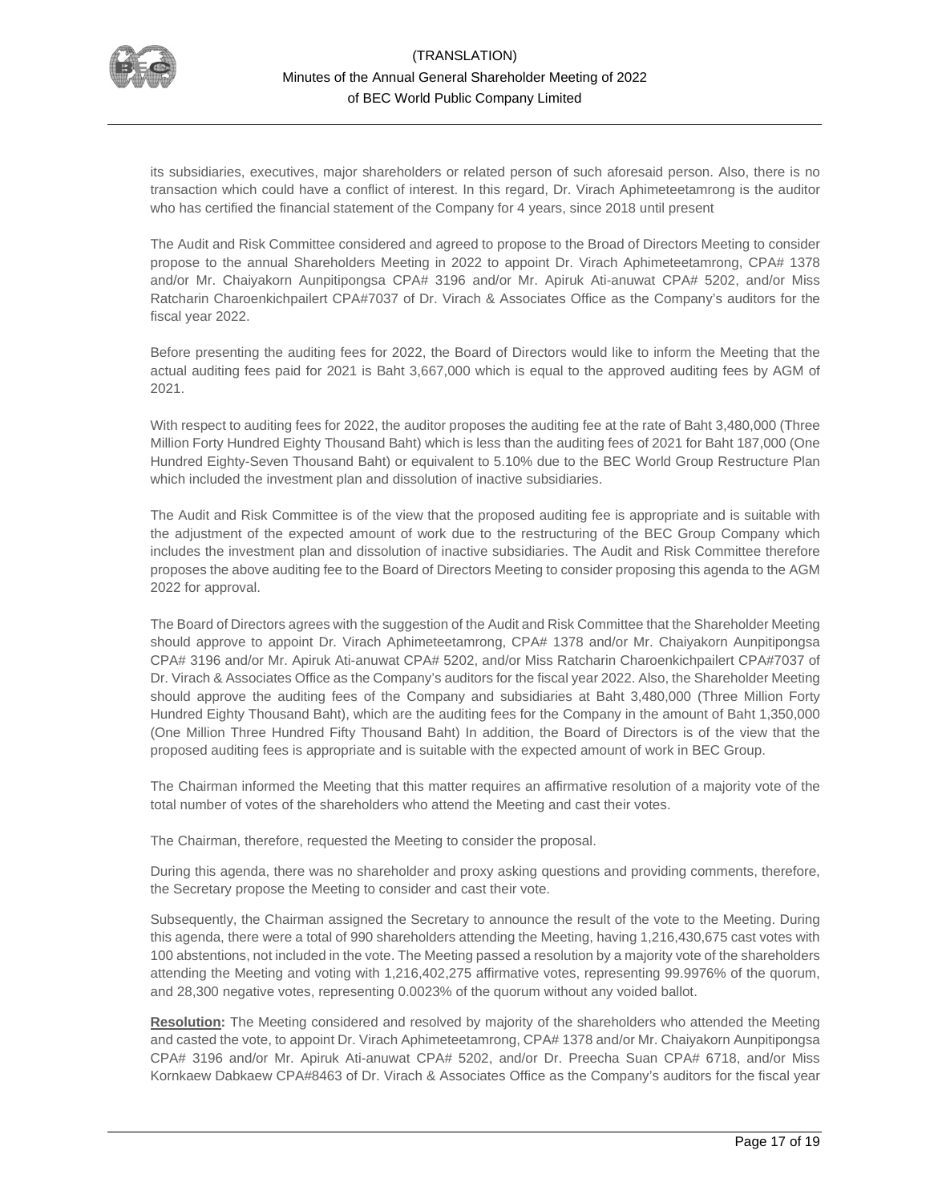its subsidiaries, executives, major shareholders or related person of such aforesaid person. Also, there is no transaction which could have a conflict of interest. In this regard, Dr. Virach Aphimeteetamrong is the auditor who has certified the financial statement of the Company for 4 years, since 2018 until present

The Audit and Risk Committee considered and agreed to propose to the Broad of Directors Meeting to consider propose to the annual Shareholders Meeting in 2022 to appoint Dr. Virach Aphimeteetamrong, CPA# 1378 and/or Mr. Chaiyakorn Aunpitipongsa CPA# 3196 and/or Mr. Apiruk Ati-anuwat CPA# 5202, and/or Miss Ratcharin Charoenkichpailert CPA#7037 of Dr. Virach & Associates Office as the Company's auditors for the fiscal year 2022.

Before presenting the auditing fees for 2022, the Board of Directors would like to inform the Meeting that the actual auditing fees paid for 2021 is Baht 3,667,000 which is equal to the approved auditing fees by AGM of 2021.

With respect to auditing fees for 2022, the auditor proposes the auditing fee at the rate of Baht 3,480,000 (Three Million Forty Hundred Eighty Thousand Baht) which is less than the auditing fees of 2021 for Baht 187,000 (One Hundred Eighty-Seven Thousand Baht) or equivalent to 5.10% due to the BEC World Group Restructure Plan which included the investment plan and dissolution of inactive subsidiaries.

The Audit and Risk Committee is of the view that the proposed auditing fee is appropriate and is suitable with the adjustment of the expected amount of work due to the restructuring of the BEC Group Company which includes the investment plan and dissolution of inactive subsidiaries. The Audit and Risk Committee therefore proposes the above auditing fee to the Board of Directors Meeting to consider proposing this agenda to the AGM 2022 for approval.

The Board of Directors agrees with the suggestion of the Audit and Risk Committee that the Shareholder Meeting should approve to appoint Dr. Virach Aphimeteetamrong, CPA# 1378 and/or Mr. Chaiyakorn Aunpitipongsa CPA# 3196 and/or Mr. Apiruk Ati-anuwat CPA# 5202, and/or Miss Ratcharin Charoenkichpailert CPA#7037 of Dr. Virach & Associates Office as the Company's auditors for the fiscal year 2022. Also, the Shareholder Meeting should approve the auditing fees of the Company and subsidiaries at Baht 3,480,000 (Three Million Forty Hundred Eighty Thousand Baht), which are the auditing fees for the Company in the amount of Baht 1,350,000 (One Million Three Hundred Fifty Thousand Baht) In addition, the Board of Directors is of the view that the proposed auditing fees is appropriate and is suitable with the expected amount of work in BEC Group.

The Chairman informed the Meeting that this matter requires an affirmative resolution of a majority vote of the total number of votes of the shareholders who attend the Meeting and cast their votes.

The Chairman, therefore, requested the Meeting to consider the proposal.

During this agenda, there was no shareholder and proxy asking questions and providing comments, therefore, the Secretary propose the Meeting to consider and cast their vote.

Subsequently, the Chairman assigned the Secretary to announce the result of the vote to the Meeting. During this agenda, there were a total of 990 shareholders attending the Meeting, having 1,216,430,675 cast votes with 100 abstentions, not included in the vote. The Meeting passed a resolution by a majority vote of the shareholders attending the Meeting and voting with 1,216,402,275 affirmative votes, representing 99.9976% of the quorum, and 28,300 negative votes, representing 0.0023% of the quorum without any voided ballot.

<u>**Resolution:**</u> The Meeting considered and resolved by majority of the shareholders who attended the Meeting and casted the vote, to appoint Dr. Virach Aphimeteetamrong, CPA# 1378 and/or Mr. Chaiyakorn Aunpitipongsa CPA# 3196 and/or Mr. Apiruk Ati-anuwat CPA# 5202, and/or Dr. Preecha Suan CPA# 6718, and/or Miss Kornkaew Dabkaew CPA#8463 of Dr. Virach & Associates Office as the Company's auditors for the fiscal year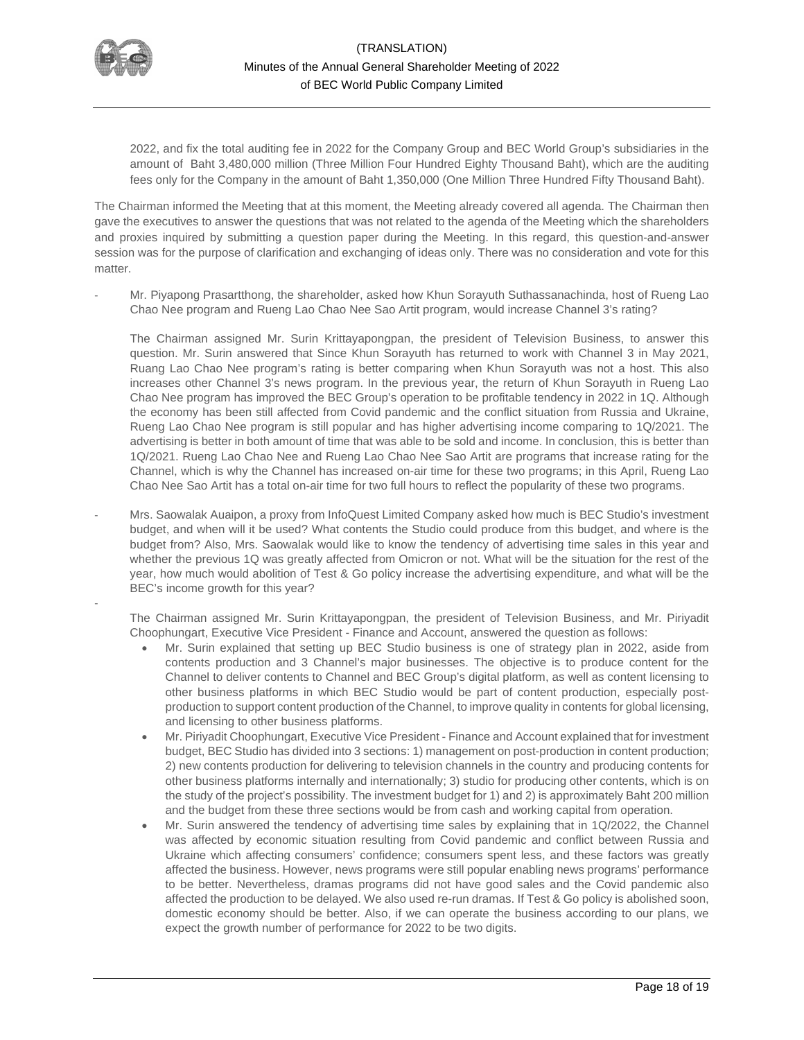2022, and fix the total auditing fee in 2022 for the Company Group and BEC World Group's subsidiaries in the amount of Baht 3,480,000 million (Three Million Four Hundred Eighty Thousand Baht), which are the auditing fees only for the Company in the amount of Baht 1,350,000 (One Million Three Hundred Fifty Thousand Baht).

The Chairman informed the Meeting that at this moment, the Meeting already covered all agenda. The Chairman then gave the executives to answer the questions that was not related to the agenda of the Meeting which the shareholders and proxies inquired by submitting a question paper during the Meeting. In this regard, this question-and-answer session was for the purpose of clarification and exchanging of ideas only. There was no consideration and vote for this matter.

- Mr. Piyapong Prasartthong, the shareholder, asked how Khun Sorayuth Suthassanachinda, host of Rueng Lao Chao Nee program and Rueng Lao Chao Nee Sao Artit program, would increase Channel 3's rating?

  The Chairman assigned Mr. Surin Krittayapongpan, the president of Television Business, to answer this question. Mr. Surin answered that Since Khun Sorayuth has returned to work with Channel 3 in May 2021, Ruang Lao Chao Nee program's rating is better comparing when Khun Sorayuth was not a host. This also increases other Channel 3's news program. In the previous year, the return of Khun Sorayuth in Rueng Lao Chao Nee program has improved the BEC Group's operation to be profitable tendency in 2022 in 1Q. Although the economy has been still affected from Covid pandemic and the conflict situation from Russia and Ukraine, Rueng Lao Chao Nee program is still popular and has higher advertising income comparing to 1Q/2021. The advertising is better in both amount of time that was able to be sold and income. In conclusion, this is better than 1Q/2021. Rueng Lao Chao Nee and Rueng Lao Chao Nee Sao Artit are programs that increase rating for the Channel, which is why the Channel has increased on-air time for these two programs; in this April, Rueng Lao Chao Nee Sao Artit has a total on-air time for two full hours to reflect the popularity of these two programs.

- Mrs. Saowalak Auaipon, a proxy from InfoQuest Limited Company asked how much is BEC Studio's investment budget, and when will it be used? What contents the Studio could produce from this budget, and where is the budget from? Also, Mrs. Saowalak would like to know the tendency of advertising time sales in this year and whether the previous 1Q was greatly affected from Omicron or not. What will be the situation for the rest of the year, how much would abolition of Test & Go policy increase the advertising expenditure, and what will be the BEC's income growth for this year?

-

  The Chairman assigned Mr. Surin Krittayapongpan, the president of Television Business, and Mr. Piriyadit Choophungart, Executive Vice President - Finance and Account, answered the question as follows:

  - Mr. Surin explained that setting up BEC Studio business is one of strategy plan in 2022, aside from contents production and 3 Channel's major businesses. The objective is to produce content for the Channel to deliver contents to Channel and BEC Group's digital platform, as well as content licensing to other business platforms in which BEC Studio would be part of content production, especially post-production to support content production of the Channel, to improve quality in contents for global licensing, and licensing to other business platforms.
  - Mr. Piriyadit Choophungart, Executive Vice President - Finance and Account explained that for investment budget, BEC Studio has divided into 3 sections: 1) management on post-production in content production; 2) new contents production for delivering to television channels in the country and producing contents for other business platforms internally and internationally; 3) studio for producing other contents, which is on the study of the project's possibility. The investment budget for 1) and 2) is approximately Baht 200 million and the budget from these three sections would be from cash and working capital from operation.
  - Mr. Surin answered the tendency of advertising time sales by explaining that in 1Q/2022, the Channel was affected by economic situation resulting from Covid pandemic and conflict between Russia and Ukraine which affecting consumers' confidence; consumers spent less, and these factors was greatly affected the business. However, news programs were still popular enabling news programs' performance to be better. Nevertheless, dramas programs did not have good sales and the Covid pandemic also affected the production to be delayed. We also used re-run dramas. If Test & Go policy is abolished soon, domestic economy should be better. Also, if we can operate the business according to our plans, we expect the growth number of performance for 2022 to be two digits.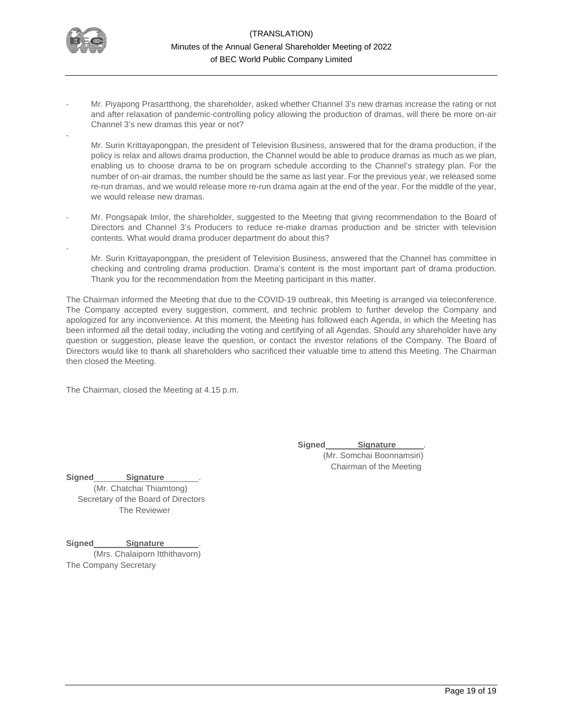- Mr. Piyapong Prasartthong, the shareholder, asked whether Channel 3's new dramas increase the rating or not and after relaxation of pandemic-controlling policy allowing the production of dramas, will there be more on-air Channel 3's new dramas this year or not?

- Mr. Surin Krittayapongpan, the president of Television Business, answered that for the drama production, if the policy is relax and allows drama production, the Channel would be able to produce dramas as much as we plan, enabling us to choose drama to be on program schedule according to the Channel's strategy plan. For the number of on-air dramas, the number should be the same as last year. For the previous year, we released some re-run dramas, and we would release more re-run drama again at the end of the year. For the middle of the year, we would release new dramas.

- Mr. Pongsapak Imlor, the shareholder, suggested to the Meeting that giving recommendation to the Board of Directors and Channel 3's Producers to reduce re-make dramas production and be stricter with television contents. What would drama producer department do about this?

- Mr. Surin Krittayapongpan, the president of Television Business, answered that the Channel has committee in checking and controling drama production. Drama's content is the most important part of drama production. Thank you for the recommendation from the Meeting participant in this matter.

The Chairman informed the Meeting that due to the COVID-19 outbreak, this Meeting is arranged via teleconference. The Company accepted every suggestion, comment, and technic problem to further develop the Company and apologized for any inconvenience. At this moment, the Meeting has followed each Agenda, in which the Meeting has been informed all the detail today, including the voting and certifying of all Agendas. Should any shareholder have any question or suggestion, please leave the question, or contact the investor relations of the Company. The Board of Directors would like to thank all shareholders who sacrificed their valuable time to attend this Meeting. The Chairman then closed the Meeting.

The Chairman, closed the Meeting at 4.15 p.m.

**Signed** Signature .
(Mr. Somchai Boonnamsiri)
Chairman of the Meeting

**Signed** Signature .
(Mr. Chatchai Thiamtong)
Secretary of the Board of Directors
The Reviewer

**Signed** Signature .
(Mrs. Chalaiporn Itthithavorn)
The Company Secretary